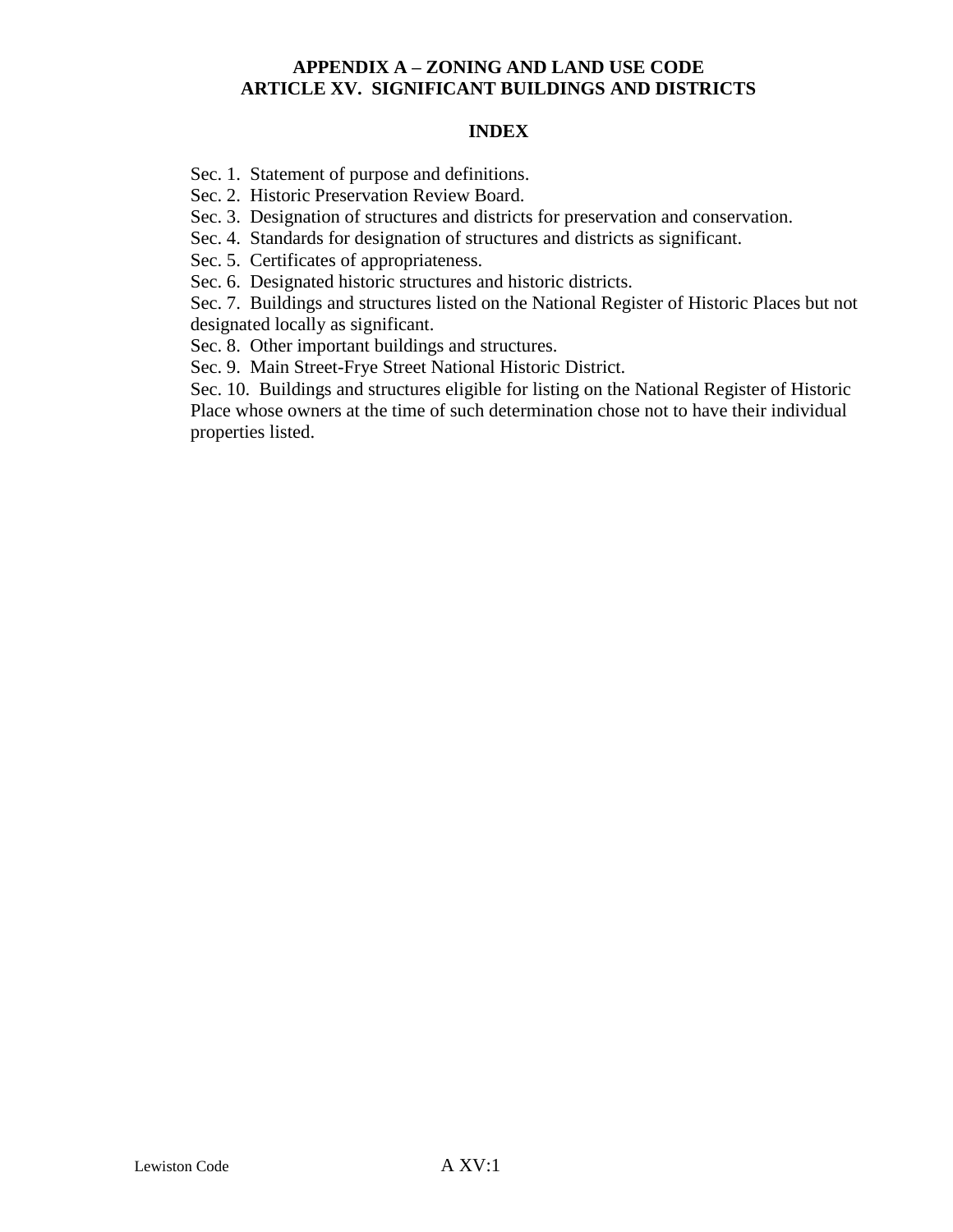# APPENDIX A – ZONING AND LAND USE CODE
# ARTICLE XV. SIGNIFICANT BUILDINGS AND DISTRICTS

## INDEX

Sec. 1. Statement of purpose and definitions.

Sec. 2. Historic Preservation Review Board.

Sec. 3. Designation of structures and districts for preservation and conservation.

Sec. 4. Standards for designation of structures and districts as significant.

Sec. 5. Certificates of appropriateness.

Sec. 6. Designated historic structures and historic districts.

Sec. 7. Buildings and structures listed on the National Register of Historic Places but not designated locally as significant.

Sec. 8. Other important buildings and structures.

Sec. 9. Main Street-Frye Street National Historic District.

Sec. 10. Buildings and structures eligible for listing on the National Register of Historic Place whose owners at the time of such determination chose not to have their individual properties listed.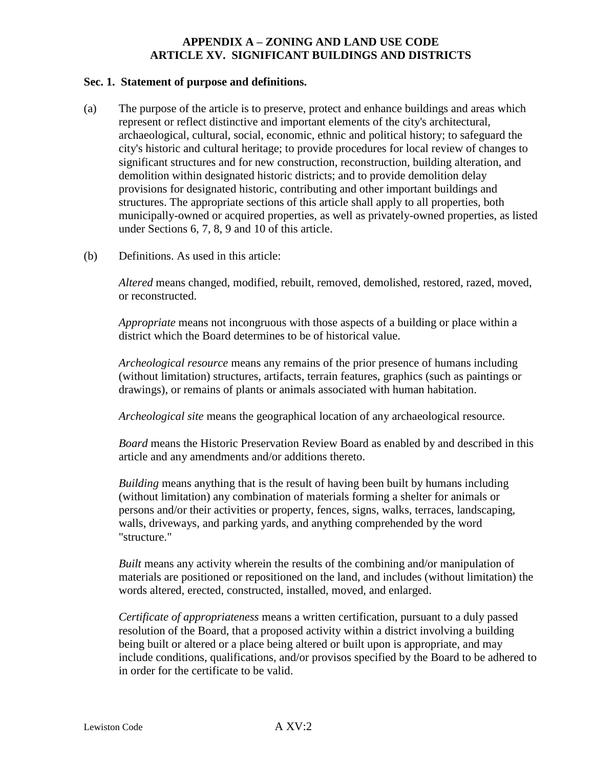**APPENDIX A – ZONING AND LAND USE CODE**
**ARTICLE XV. SIGNIFICANT BUILDINGS AND DISTRICTS**

**Sec. 1. Statement of purpose and definitions.**

(a) The purpose of the article is to preserve, protect and enhance buildings and areas which represent or reflect distinctive and important elements of the city's architectural, archaeological, cultural, social, economic, ethnic and political history; to safeguard the city's historic and cultural heritage; to provide procedures for local review of changes to significant structures and for new construction, reconstruction, building alteration, and demolition within designated historic districts; and to provide demolition delay provisions for designated historic, contributing and other important buildings and structures. The appropriate sections of this article shall apply to all properties, both municipally-owned or acquired properties, as well as privately-owned properties, as listed under Sections 6, 7, 8, 9 and 10 of this article.

(b) Definitions. As used in this article:

*Altered* means changed, modified, rebuilt, removed, demolished, restored, razed, moved, or reconstructed.

*Appropriate* means not incongruous with those aspects of a building or place within a district which the Board determines to be of historical value.

*Archeological resource* means any remains of the prior presence of humans including (without limitation) structures, artifacts, terrain features, graphics (such as paintings or drawings), or remains of plants or animals associated with human habitation.

*Archeological site* means the geographical location of any archaeological resource.

*Board* means the Historic Preservation Review Board as enabled by and described in this article and any amendments and/or additions thereto.

*Building* means anything that is the result of having been built by humans including (without limitation) any combination of materials forming a shelter for animals or persons and/or their activities or property, fences, signs, walks, terraces, landscaping, walls, driveways, and parking yards, and anything comprehended by the word "structure."

*Built* means any activity wherein the results of the combining and/or manipulation of materials are positioned or repositioned on the land, and includes (without limitation) the words altered, erected, constructed, installed, moved, and enlarged.

*Certificate of appropriateness* means a written certification, pursuant to a duly passed resolution of the Board, that a proposed activity within a district involving a building being built or altered or a place being altered or built upon is appropriate, and may include conditions, qualifications, and/or provisos specified by the Board to be adhered to in order for the certificate to be valid.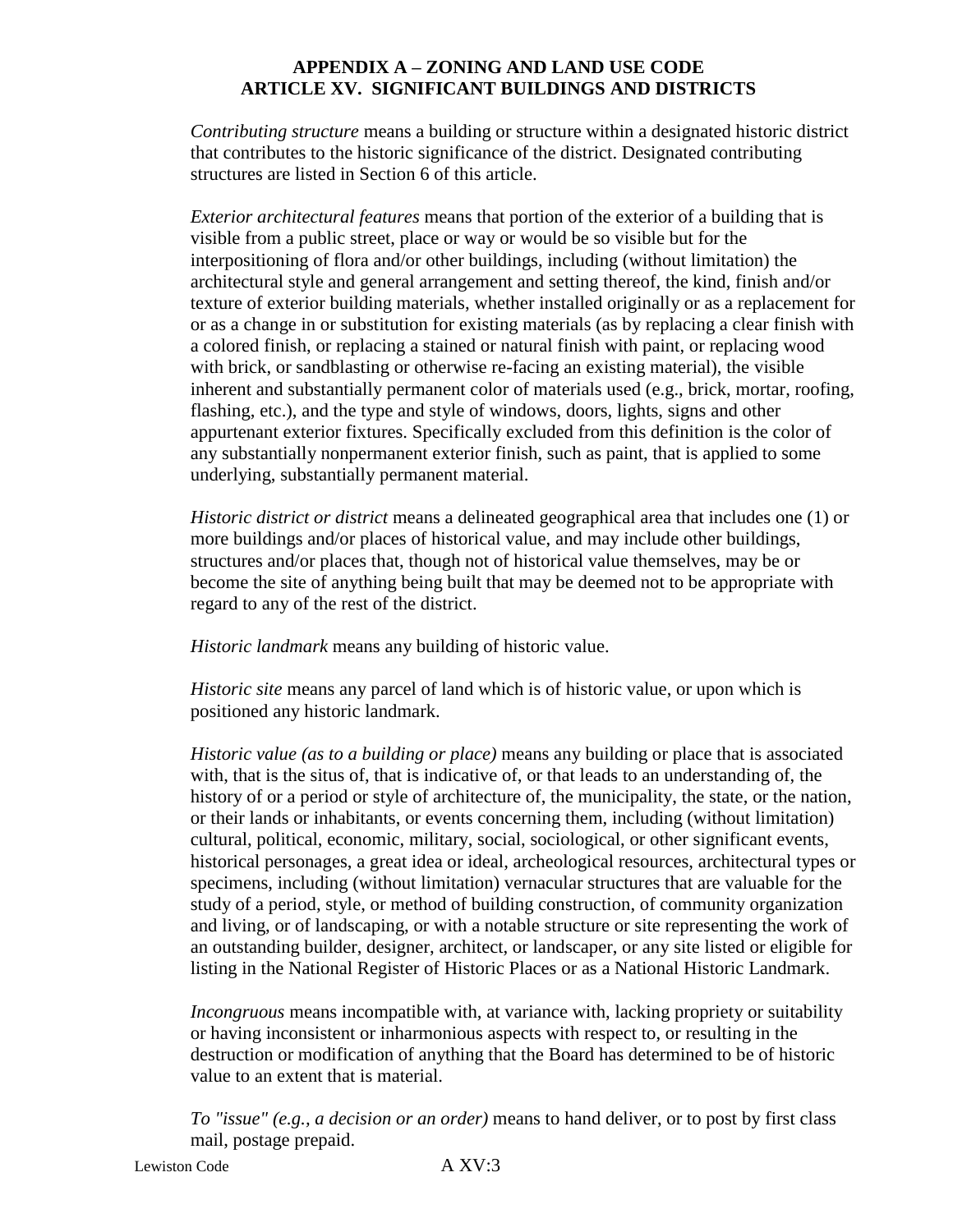*Contributing structure* means a building or structure within a designated historic district that contributes to the historic significance of the district. Designated contributing structures are listed in Section 6 of this article.

*Exterior architectural features* means that portion of the exterior of a building that is visible from a public street, place or way or would be so visible but for the interpositioning of flora and/or other buildings, including (without limitation) the architectural style and general arrangement and setting thereof, the kind, finish and/or texture of exterior building materials, whether installed originally or as a replacement for or as a change in or substitution for existing materials (as by replacing a clear finish with a colored finish, or replacing a stained or natural finish with paint, or replacing wood with brick, or sandblasting or otherwise re-facing an existing material), the visible inherent and substantially permanent color of materials used (e.g., brick, mortar, roofing, flashing, etc.), and the type and style of windows, doors, lights, signs and other appurtenant exterior fixtures. Specifically excluded from this definition is the color of any substantially nonpermanent exterior finish, such as paint, that is applied to some underlying, substantially permanent material.

*Historic district or district* means a delineated geographical area that includes one (1) or more buildings and/or places of historical value, and may include other buildings, structures and/or places that, though not of historical value themselves, may be or become the site of anything being built that may be deemed not to be appropriate with regard to any of the rest of the district.

*Historic landmark* means any building of historic value.

*Historic site* means any parcel of land which is of historic value, or upon which is positioned any historic landmark.

*Historic value (as to a building or place)* means any building or place that is associated with, that is the situs of, that is indicative of, or that leads to an understanding of, the history of or a period or style of architecture of, the municipality, the state, or the nation, or their lands or inhabitants, or events concerning them, including (without limitation) cultural, political, economic, military, social, sociological, or other significant events, historical personages, a great idea or ideal, archeological resources, architectural types or specimens, including (without limitation) vernacular structures that are valuable for the study of a period, style, or method of building construction, of community organization and living, or of landscaping, or with a notable structure or site representing the work of an outstanding builder, designer, architect, or landscaper, or any site listed or eligible for listing in the National Register of Historic Places or as a National Historic Landmark.

*Incongruous* means incompatible with, at variance with, lacking propriety or suitability or having inconsistent or inharmonious aspects with respect to, or resulting in the destruction or modification of anything that the Board has determined to be of historic value to an extent that is material.

*To "issue" (e.g., a decision or an order)* means to hand deliver, or to post by first class mail, postage prepaid.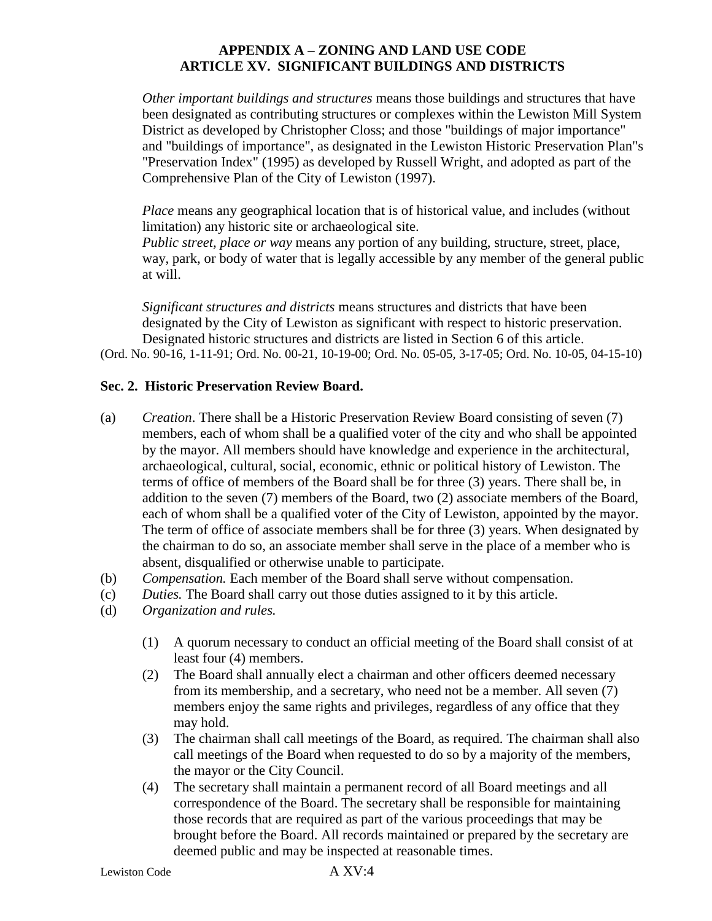*Other important buildings and structures* means those buildings and structures that have been designated as contributing structures or complexes within the Lewiston Mill System District as developed by Christopher Closs; and those "buildings of major importance" and "buildings of importance", as designated in the Lewiston Historic Preservation Plan"s "Preservation Index" (1995) as developed by Russell Wright, and adopted as part of the Comprehensive Plan of the City of Lewiston (1997).

*Place* means any geographical location that is of historical value, and includes (without limitation) any historic site or archaeological site.

*Public street, place or way* means any portion of any building, structure, street, place, way, park, or body of water that is legally accessible by any member of the general public at will.

*Significant structures and districts* means structures and districts that have been designated by the City of Lewiston as significant with respect to historic preservation. Designated historic structures and districts are listed in Section 6 of this article.

(Ord. No. 90-16, 1-11-91; Ord. No. 00-21, 10-19-00; Ord. No. 05-05, 3-17-05; Ord. No. 10-05, 04-15-10)

**Sec. 2. Historic Preservation Review Board.**

(a) *Creation*. There shall be a Historic Preservation Review Board consisting of seven (7) members, each of whom shall be a qualified voter of the city and who shall be appointed by the mayor. All members should have knowledge and experience in the architectural, archaeological, cultural, social, economic, ethnic or political history of Lewiston. The terms of office of members of the Board shall be for three (3) years. There shall be, in addition to the seven (7) members of the Board, two (2) associate members of the Board, each of whom shall be a qualified voter of the City of Lewiston, appointed by the mayor. The term of office of associate members shall be for three (3) years. When designated by the chairman to do so, an associate member shall serve in the place of a member who is absent, disqualified or otherwise unable to participate.

(b) *Compensation.* Each member of the Board shall serve without compensation.

(c) *Duties.* The Board shall carry out those duties assigned to it by this article.

(d) *Organization and rules.*

(1) A quorum necessary to conduct an official meeting of the Board shall consist of at least four (4) members.

(2) The Board shall annually elect a chairman and other officers deemed necessary from its membership, and a secretary, who need not be a member. All seven (7) members enjoy the same rights and privileges, regardless of any office that they may hold.

(3) The chairman shall call meetings of the Board, as required. The chairman shall also call meetings of the Board when requested to do so by a majority of the members, the mayor or the City Council.

(4) The secretary shall maintain a permanent record of all Board meetings and all correspondence of the Board. The secretary shall be responsible for maintaining those records that are required as part of the various proceedings that may be brought before the Board. All records maintained or prepared by the secretary are deemed public and may be inspected at reasonable times.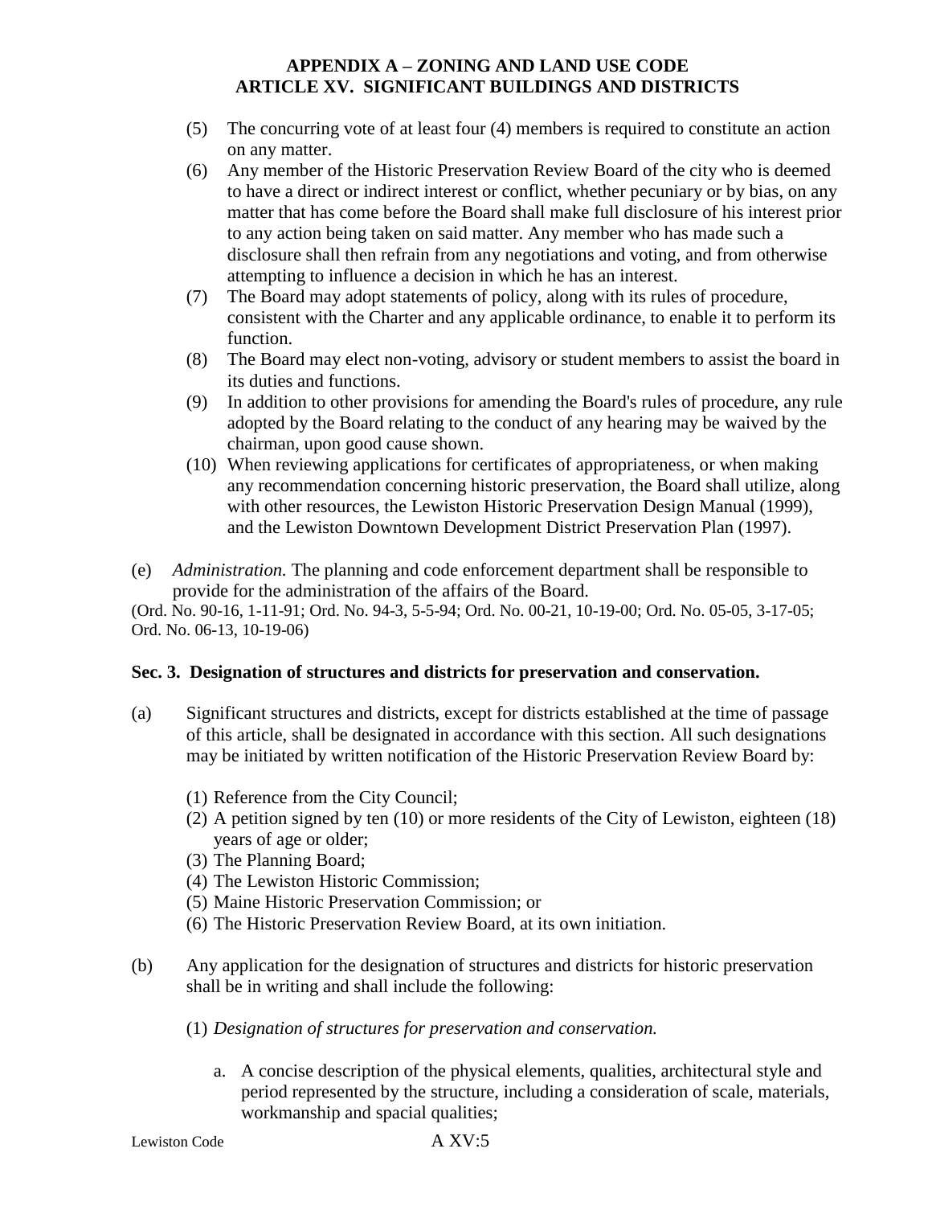(5) The concurring vote of at least four (4) members is required to constitute an action on any matter.

(6) Any member of the Historic Preservation Review Board of the city who is deemed to have a direct or indirect interest or conflict, whether pecuniary or by bias, on any matter that has come before the Board shall make full disclosure of his interest prior to any action being taken on said matter. Any member who has made such a disclosure shall then refrain from any negotiations and voting, and from otherwise attempting to influence a decision in which he has an interest.

(7) The Board may adopt statements of policy, along with its rules of procedure, consistent with the Charter and any applicable ordinance, to enable it to perform its function.

(8) The Board may elect non-voting, advisory or student members to assist the board in its duties and functions.

(9) In addition to other provisions for amending the Board's rules of procedure, any rule adopted by the Board relating to the conduct of any hearing may be waived by the chairman, upon good cause shown.

(10) When reviewing applications for certificates of appropriateness, or when making any recommendation concerning historic preservation, the Board shall utilize, along with other resources, the Lewiston Historic Preservation Design Manual (1999), and the Lewiston Downtown Development District Preservation Plan (1997).

(e) *Administration.* The planning and code enforcement department shall be responsible to provide for the administration of the affairs of the Board.

(Ord. No. 90-16, 1-11-91; Ord. No. 94-3, 5-5-94; Ord. No. 00-21, 10-19-00; Ord. No. 05-05, 3-17-05; Ord. No. 06-13, 10-19-06)

**Sec. 3. Designation of structures and districts for preservation and conservation.**

(a) Significant structures and districts, except for districts established at the time of passage of this article, shall be designated in accordance with this section. All such designations may be initiated by written notification of the Historic Preservation Review Board by:

(1) Reference from the City Council;
(2) A petition signed by ten (10) or more residents of the City of Lewiston, eighteen (18) years of age or older;
(3) The Planning Board;
(4) The Lewiston Historic Commission;
(5) Maine Historic Preservation Commission; or
(6) The Historic Preservation Review Board, at its own initiation.

(b) Any application for the designation of structures and districts for historic preservation shall be in writing and shall include the following:

(1) *Designation of structures for preservation and conservation.*

a. A concise description of the physical elements, qualities, architectural style and period represented by the structure, including a consideration of scale, materials, workmanship and spacial qualities;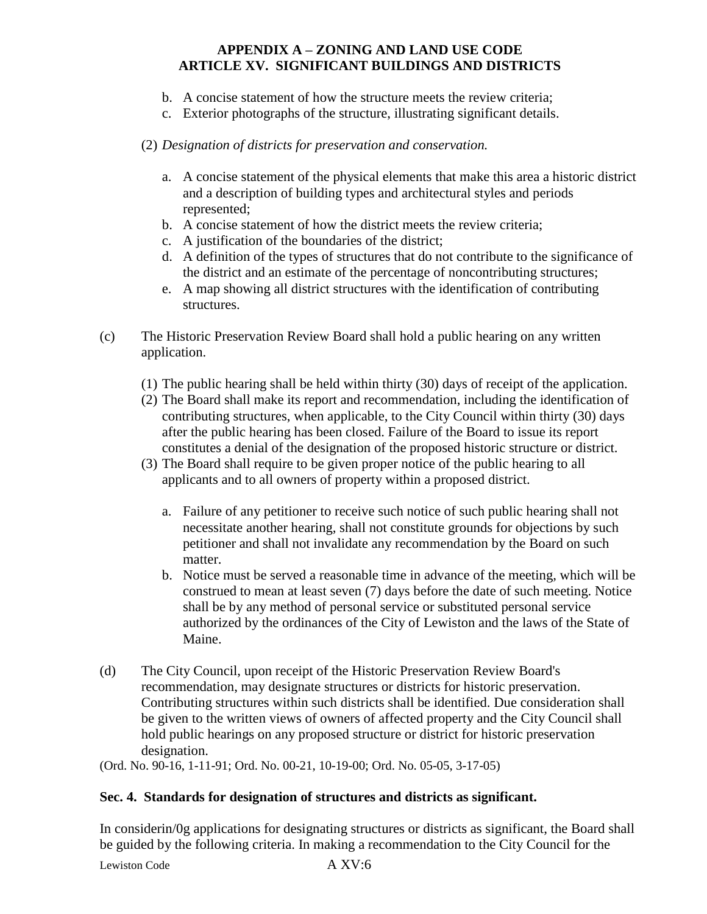b. A concise statement of how the structure meets the review criteria;
c. Exterior photographs of the structure, illustrating significant details.

(2) *Designation of districts for preservation and conservation.*

a. A concise statement of the physical elements that make this area a historic district and a description of building types and architectural styles and periods represented;
b. A concise statement of how the district meets the review criteria;
c. A justification of the boundaries of the district;
d. A definition of the types of structures that do not contribute to the significance of the district and an estimate of the percentage of noncontributing structures;
e. A map showing all district structures with the identification of contributing structures.

(c) The Historic Preservation Review Board shall hold a public hearing on any written application.

(1) The public hearing shall be held within thirty (30) days of receipt of the application.
(2) The Board shall make its report and recommendation, including the identification of contributing structures, when applicable, to the City Council within thirty (30) days after the public hearing has been closed. Failure of the Board to issue its report constitutes a denial of the designation of the proposed historic structure or district.
(3) The Board shall require to be given proper notice of the public hearing to all applicants and to all owners of property within a proposed district.

a. Failure of any petitioner to receive such notice of such public hearing shall not necessitate another hearing, shall not constitute grounds for objections by such petitioner and shall not invalidate any recommendation by the Board on such matter.
b. Notice must be served a reasonable time in advance of the meeting, which will be construed to mean at least seven (7) days before the date of such meeting. Notice shall be by any method of personal service or substituted personal service authorized by the ordinances of the City of Lewiston and the laws of the State of Maine.

(d) The City Council, upon receipt of the Historic Preservation Review Board's recommendation, may designate structures or districts for historic preservation. Contributing structures within such districts shall be identified. Due consideration shall be given to the written views of owners of affected property and the City Council shall hold public hearings on any proposed structure or district for historic preservation designation.

(Ord. No. 90-16, 1-11-91; Ord. No. 00-21, 10-19-00; Ord. No. 05-05, 3-17-05)

### Sec. 4. Standards for designation of structures and districts as significant.

In considerin/0g applications for designating structures or districts as significant, the Board shall be guided by the following criteria. In making a recommendation to the City Council for the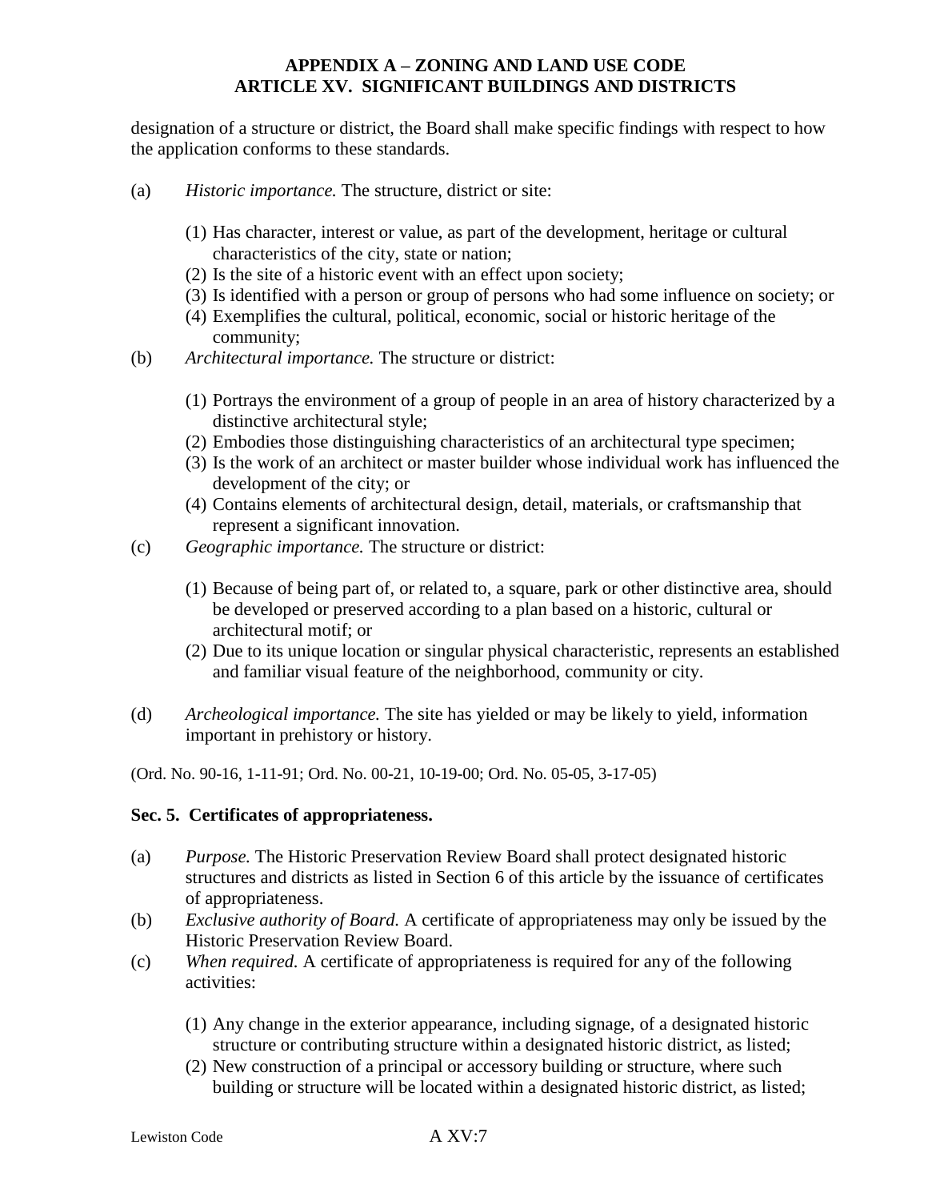designation of a structure or district, the Board shall make specific findings with respect to how the application conforms to these standards.

(a) *Historic importance.* The structure, district or site:

   (1) Has character, interest or value, as part of the development, heritage or cultural characteristics of the city, state or nation;
   (2) Is the site of a historic event with an effect upon society;
   (3) Is identified with a person or group of persons who had some influence on society; or
   (4) Exemplifies the cultural, political, economic, social or historic heritage of the community;

(b) *Architectural importance.* The structure or district:

   (1) Portrays the environment of a group of people in an area of history characterized by a distinctive architectural style;
   (2) Embodies those distinguishing characteristics of an architectural type specimen;
   (3) Is the work of an architect or master builder whose individual work has influenced the development of the city; or
   (4) Contains elements of architectural design, detail, materials, or craftsmanship that represent a significant innovation.

(c) *Geographic importance.* The structure or district:

   (1) Because of being part of, or related to, a square, park or other distinctive area, should be developed or preserved according to a plan based on a historic, cultural or architectural motif; or
   (2) Due to its unique location or singular physical characteristic, represents an established and familiar visual feature of the neighborhood, community or city.

(d) *Archeological importance.* The site has yielded or may be likely to yield, information important in prehistory or history.

(Ord. No. 90-16, 1-11-91; Ord. No. 00-21, 10-19-00; Ord. No. 05-05, 3-17-05)

**Sec. 5. Certificates of appropriateness.**

(a) *Purpose.* The Historic Preservation Review Board shall protect designated historic structures and districts as listed in Section 6 of this article by the issuance of certificates of appropriateness.

(b) *Exclusive authority of Board.* A certificate of appropriateness may only be issued by the Historic Preservation Review Board.

(c) *When required.* A certificate of appropriateness is required for any of the following activities:

   (1) Any change in the exterior appearance, including signage, of a designated historic structure or contributing structure within a designated historic district, as listed;
   (2) New construction of a principal or accessory building or structure, where such building or structure will be located within a designated historic district, as listed;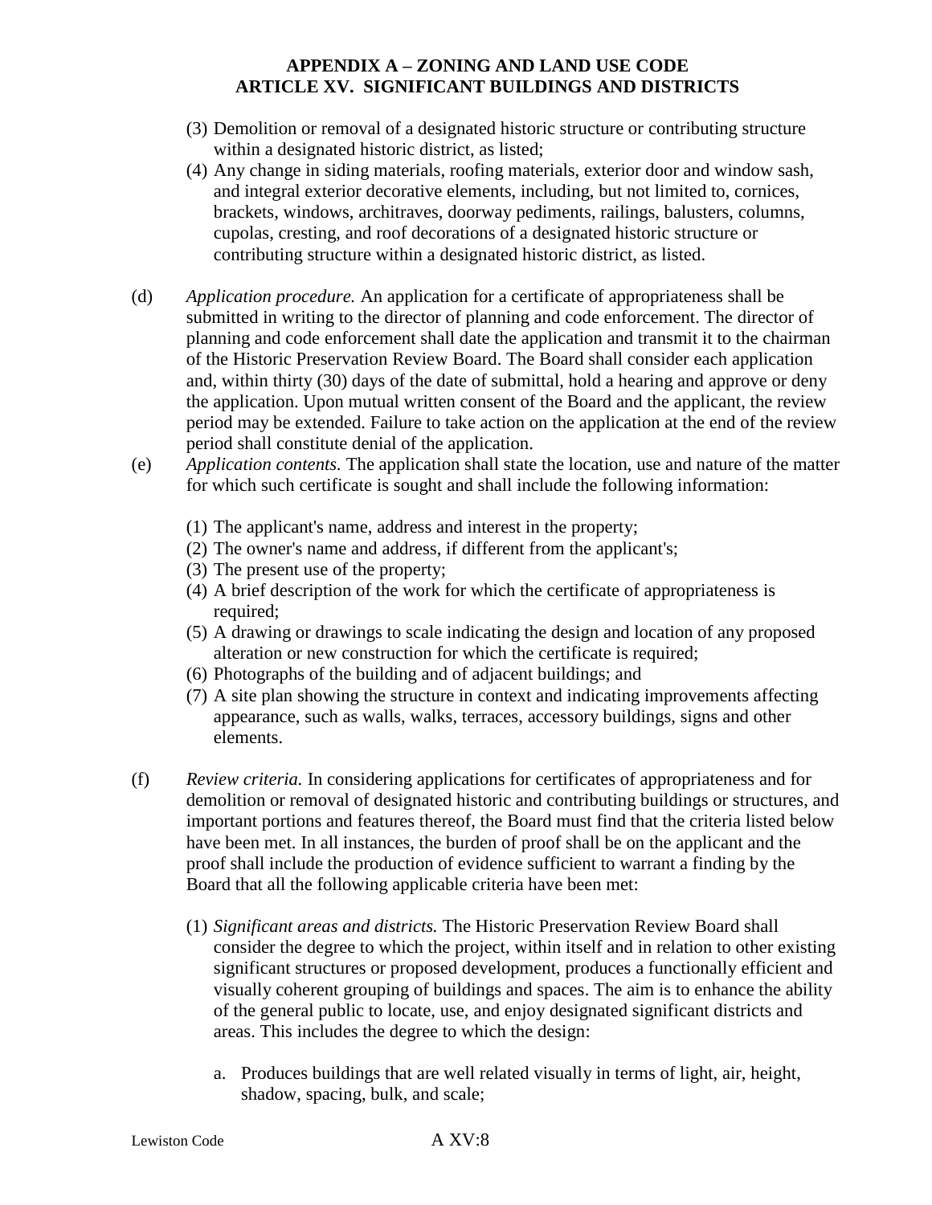(3) Demolition or removal of a designated historic structure or contributing structure within a designated historic district, as listed;

(4) Any change in siding materials, roofing materials, exterior door and window sash, and integral exterior decorative elements, including, but not limited to, cornices, brackets, windows, architraves, doorway pediments, railings, balusters, columns, cupolas, cresting, and roof decorations of a designated historic structure or contributing structure within a designated historic district, as listed.

(d) *Application procedure.* An application for a certificate of appropriateness shall be submitted in writing to the director of planning and code enforcement. The director of planning and code enforcement shall date the application and transmit it to the chairman of the Historic Preservation Review Board. The Board shall consider each application and, within thirty (30) days of the date of submittal, hold a hearing and approve or deny the application. Upon mutual written consent of the Board and the applicant, the review period may be extended. Failure to take action on the application at the end of the review period shall constitute denial of the application.

(e) *Application contents.* The application shall state the location, use and nature of the matter for which such certificate is sought and shall include the following information:

(1) The applicant's name, address and interest in the property;
(2) The owner's name and address, if different from the applicant's;
(3) The present use of the property;
(4) A brief description of the work for which the certificate of appropriateness is required;
(5) A drawing or drawings to scale indicating the design and location of any proposed alteration or new construction for which the certificate is required;
(6) Photographs of the building and of adjacent buildings; and
(7) A site plan showing the structure in context and indicating improvements affecting appearance, such as walls, walks, terraces, accessory buildings, signs and other elements.

(f) *Review criteria.* In considering applications for certificates of appropriateness and for demolition or removal of designated historic and contributing buildings or structures, and important portions and features thereof, the Board must find that the criteria listed below have been met. In all instances, the burden of proof shall be on the applicant and the proof shall include the production of evidence sufficient to warrant a finding by the Board that all the following applicable criteria have been met:

(1) *Significant areas and districts.* The Historic Preservation Review Board shall consider the degree to which the project, within itself and in relation to other existing significant structures or proposed development, produces a functionally efficient and visually coherent grouping of buildings and spaces. The aim is to enhance the ability of the general public to locate, use, and enjoy designated significant districts and areas. This includes the degree to which the design:

a. Produces buildings that are well related visually in terms of light, air, height, shadow, spacing, bulk, and scale;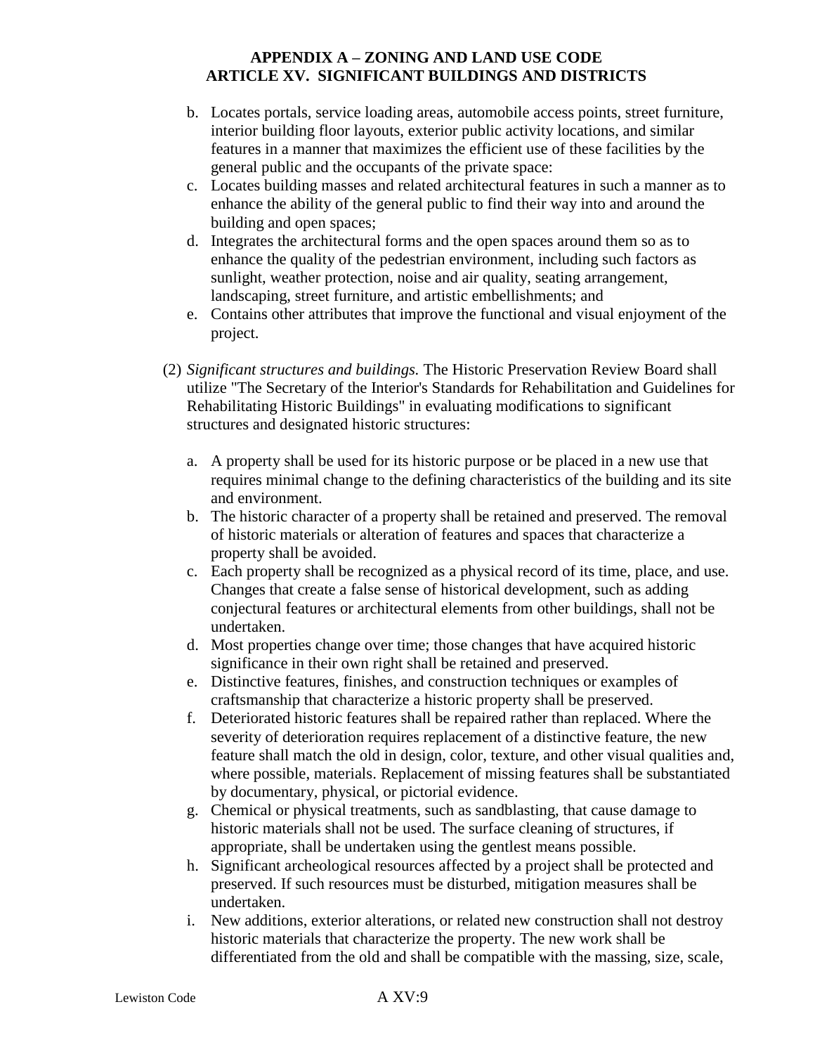b. Locates portals, service loading areas, automobile access points, street furniture, interior building floor layouts, exterior public activity locations, and similar features in a manner that maximizes the efficient use of these facilities by the general public and the occupants of the private space:
c. Locates building masses and related architectural features in such a manner as to enhance the ability of the general public to find their way into and around the building and open spaces;
d. Integrates the architectural forms and the open spaces around them so as to enhance the quality of the pedestrian environment, including such factors as sunlight, weather protection, noise and air quality, seating arrangement, landscaping, street furniture, and artistic embellishments; and
e. Contains other attributes that improve the functional and visual enjoyment of the project.

(2) *Significant structures and buildings.* The Historic Preservation Review Board shall utilize "The Secretary of the Interior's Standards for Rehabilitation and Guidelines for Rehabilitating Historic Buildings" in evaluating modifications to significant structures and designated historic structures:

a. A property shall be used for its historic purpose or be placed in a new use that requires minimal change to the defining characteristics of the building and its site and environment.
b. The historic character of a property shall be retained and preserved. The removal of historic materials or alteration of features and spaces that characterize a property shall be avoided.
c. Each property shall be recognized as a physical record of its time, place, and use. Changes that create a false sense of historical development, such as adding conjectural features or architectural elements from other buildings, shall not be undertaken.
d. Most properties change over time; those changes that have acquired historic significance in their own right shall be retained and preserved.
e. Distinctive features, finishes, and construction techniques or examples of craftsmanship that characterize a historic property shall be preserved.
f. Deteriorated historic features shall be repaired rather than replaced. Where the severity of deterioration requires replacement of a distinctive feature, the new feature shall match the old in design, color, texture, and other visual qualities and, where possible, materials. Replacement of missing features shall be substantiated by documentary, physical, or pictorial evidence.
g. Chemical or physical treatments, such as sandblasting, that cause damage to historic materials shall not be used. The surface cleaning of structures, if appropriate, shall be undertaken using the gentlest means possible.
h. Significant archeological resources affected by a project shall be protected and preserved. If such resources must be disturbed, mitigation measures shall be undertaken.
i. New additions, exterior alterations, or related new construction shall not destroy historic materials that characterize the property. The new work shall be differentiated from the old and shall be compatible with the massing, size, scale,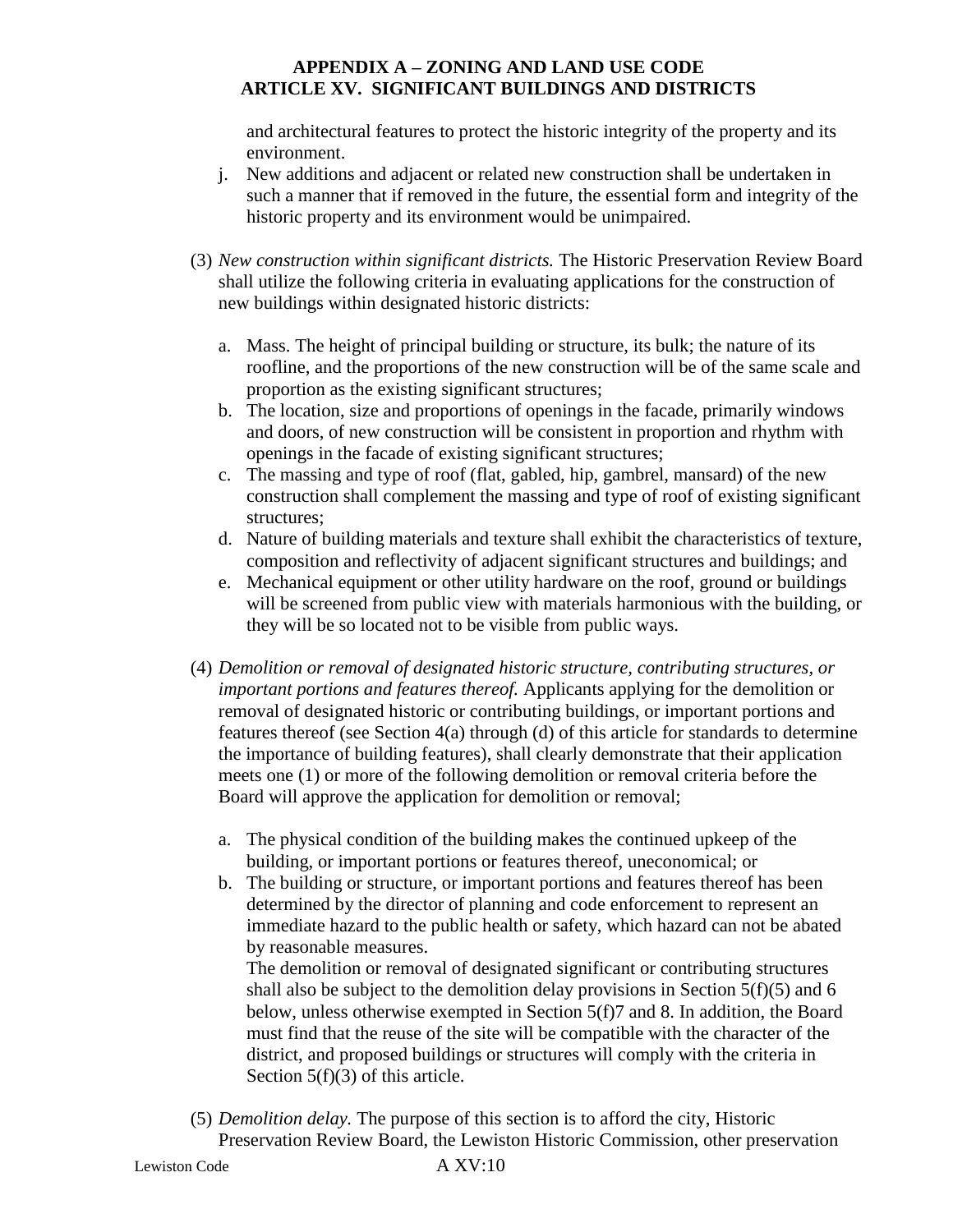and architectural features to protect the historic integrity of the property and its environment.

j. New additions and adjacent or related new construction shall be undertaken in such a manner that if removed in the future, the essential form and integrity of the historic property and its environment would be unimpaired.

(3) *New construction within significant districts.* The Historic Preservation Review Board shall utilize the following criteria in evaluating applications for the construction of new buildings within designated historic districts:

a. Mass. The height of principal building or structure, its bulk; the nature of its roofline, and the proportions of the new construction will be of the same scale and proportion as the existing significant structures;
b. The location, size and proportions of openings in the facade, primarily windows and doors, of new construction will be consistent in proportion and rhythm with openings in the facade of existing significant structures;
c. The massing and type of roof (flat, gabled, hip, gambrel, mansard) of the new construction shall complement the massing and type of roof of existing significant structures;
d. Nature of building materials and texture shall exhibit the characteristics of texture, composition and reflectivity of adjacent significant structures and buildings; and
e. Mechanical equipment or other utility hardware on the roof, ground or buildings will be screened from public view with materials harmonious with the building, or they will be so located not to be visible from public ways.

(4) *Demolition or removal of designated historic structure, contributing structures, or important portions and features thereof.* Applicants applying for the demolition or removal of designated historic or contributing buildings, or important portions and features thereof (see Section 4(a) through (d) of this article for standards to determine the importance of building features), shall clearly demonstrate that their application meets one (1) or more of the following demolition or removal criteria before the Board will approve the application for demolition or removal;

a. The physical condition of the building makes the continued upkeep of the building, or important portions or features thereof, uneconomical; or
b. The building or structure, or important portions and features thereof has been determined by the director of planning and code enforcement to represent an immediate hazard to the public health or safety, which hazard can not be abated by reasonable measures.
The demolition or removal of designated significant or contributing structures shall also be subject to the demolition delay provisions in Section 5(f)(5) and 6 below, unless otherwise exempted in Section 5(f)7 and 8. In addition, the Board must find that the reuse of the site will be compatible with the character of the district, and proposed buildings or structures will comply with the criteria in Section 5(f)(3) of this article.

(5) *Demolition delay.* The purpose of this section is to afford the city, Historic Preservation Review Board, the Lewiston Historic Commission, other preservation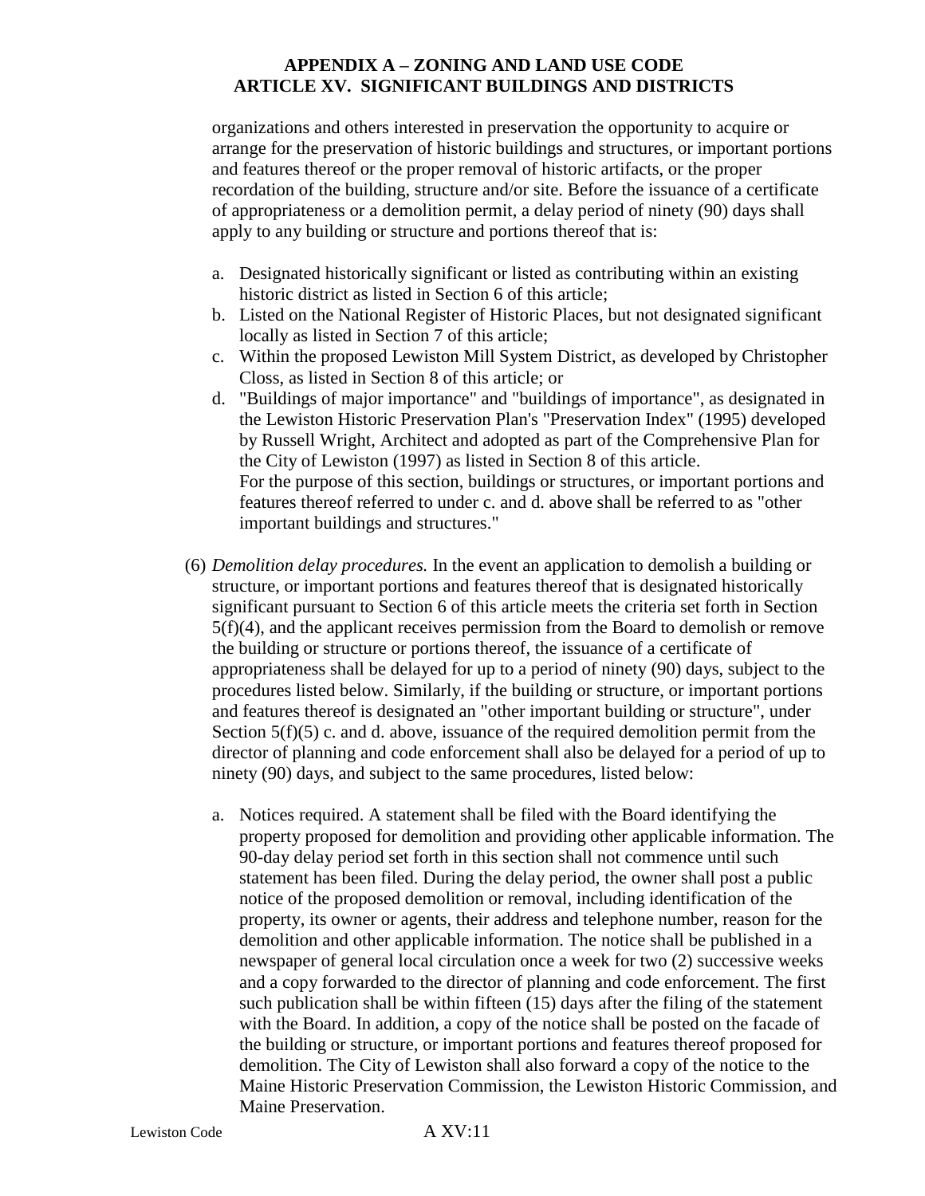organizations and others interested in preservation the opportunity to acquire or arrange for the preservation of historic buildings and structures, or important portions and features thereof or the proper removal of historic artifacts, or the proper recordation of the building, structure and/or site. Before the issuance of a certificate of appropriateness or a demolition permit, a delay period of ninety (90) days shall apply to any building or structure and portions thereof that is:

a. Designated historically significant or listed as contributing within an existing historic district as listed in Section 6 of this article;
b. Listed on the National Register of Historic Places, but not designated significant locally as listed in Section 7 of this article;
c. Within the proposed Lewiston Mill System District, as developed by Christopher Closs, as listed in Section 8 of this article; or
d. "Buildings of major importance" and "buildings of importance", as designated in the Lewiston Historic Preservation Plan's "Preservation Index" (1995) developed by Russell Wright, Architect and adopted as part of the Comprehensive Plan for the City of Lewiston (1997) as listed in Section 8 of this article.
   For the purpose of this section, buildings or structures, or important portions and features thereof referred to under c. and d. above shall be referred to as "other important buildings and structures."

(6) *Demolition delay procedures.* In the event an application to demolish a building or structure, or important portions and features thereof that is designated historically significant pursuant to Section 6 of this article meets the criteria set forth in Section 5(f)(4), and the applicant receives permission from the Board to demolish or remove the building or structure or portions thereof, the issuance of a certificate of appropriateness shall be delayed for up to a period of ninety (90) days, subject to the procedures listed below. Similarly, if the building or structure, or important portions and features thereof is designated an "other important building or structure", under Section 5(f)(5) c. and d. above, issuance of the required demolition permit from the director of planning and code enforcement shall also be delayed for a period of up to ninety (90) days, and subject to the same procedures, listed below:

   a. Notices required. A statement shall be filed with the Board identifying the property proposed for demolition and providing other applicable information. The 90-day delay period set forth in this section shall not commence until such statement has been filed. During the delay period, the owner shall post a public notice of the proposed demolition or removal, including identification of the property, its owner or agents, their address and telephone number, reason for the demolition and other applicable information. The notice shall be published in a newspaper of general local circulation once a week for two (2) successive weeks and a copy forwarded to the director of planning and code enforcement. The first such publication shall be within fifteen (15) days after the filing of the statement with the Board. In addition, a copy of the notice shall be posted on the facade of the building or structure, or important portions and features thereof proposed for demolition. The City of Lewiston shall also forward a copy of the notice to the Maine Historic Preservation Commission, the Lewiston Historic Commission, and Maine Preservation.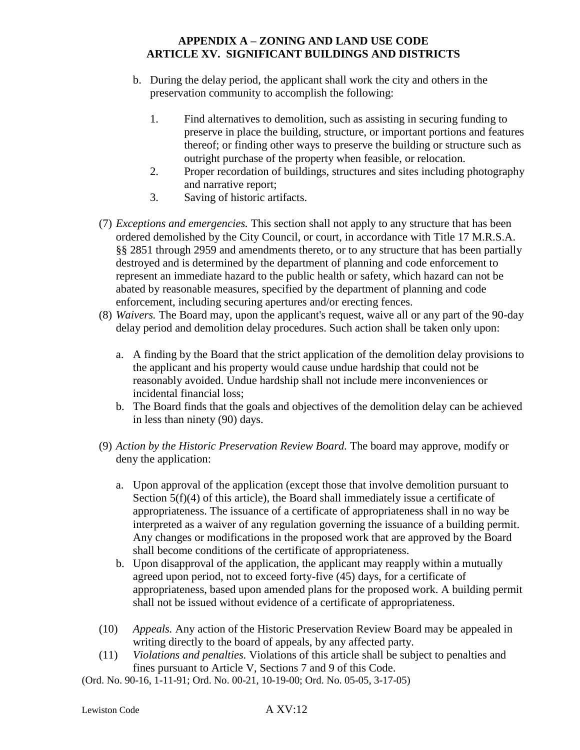b. During the delay period, the applicant shall work the city and others in the preservation community to accomplish the following:

   1. Find alternatives to demolition, such as assisting in securing funding to preserve in place the building, structure, or important portions and features thereof; or finding other ways to preserve the building or structure such as outright purchase of the property when feasible, or relocation.
   2. Proper recordation of buildings, structures and sites including photography and narrative report;
   3. Saving of historic artifacts.

(7) *Exceptions and emergencies.* This section shall not apply to any structure that has been ordered demolished by the City Council, or court, in accordance with Title 17 M.R.S.A. §§ 2851 through 2959 and amendments thereto, or to any structure that has been partially destroyed and is determined by the department of planning and code enforcement to represent an immediate hazard to the public health or safety, which hazard can not be abated by reasonable measures, specified by the department of planning and code enforcement, including securing apertures and/or erecting fences.

(8) *Waivers.* The Board may, upon the applicant's request, waive all or any part of the 90-day delay period and demolition delay procedures. Such action shall be taken only upon:

   a. A finding by the Board that the strict application of the demolition delay provisions to the applicant and his property would cause undue hardship that could not be reasonably avoided. Undue hardship shall not include mere inconveniences or incidental financial loss;
   b. The Board finds that the goals and objectives of the demolition delay can be achieved in less than ninety (90) days.

(9) *Action by the Historic Preservation Review Board.* The board may approve, modify or deny the application:

   a. Upon approval of the application (except those that involve demolition pursuant to Section 5(f)(4) of this article), the Board shall immediately issue a certificate of appropriateness. The issuance of a certificate of appropriateness shall in no way be interpreted as a waiver of any regulation governing the issuance of a building permit. Any changes or modifications in the proposed work that are approved by the Board shall become conditions of the certificate of appropriateness.
   b. Upon disapproval of the application, the applicant may reapply within a mutually agreed upon period, not to exceed forty-five (45) days, for a certificate of appropriateness, based upon amended plans for the proposed work. A building permit shall not be issued without evidence of a certificate of appropriateness.

(10) *Appeals.* Any action of the Historic Preservation Review Board may be appealed in writing directly to the board of appeals, by any affected party.

(11) *Violations and penalties.* Violations of this article shall be subject to penalties and fines pursuant to Article V, Sections 7 and 9 of this Code.

(Ord. No. 90-16, 1-11-91; Ord. No. 00-21, 10-19-00; Ord. No. 05-05, 3-17-05)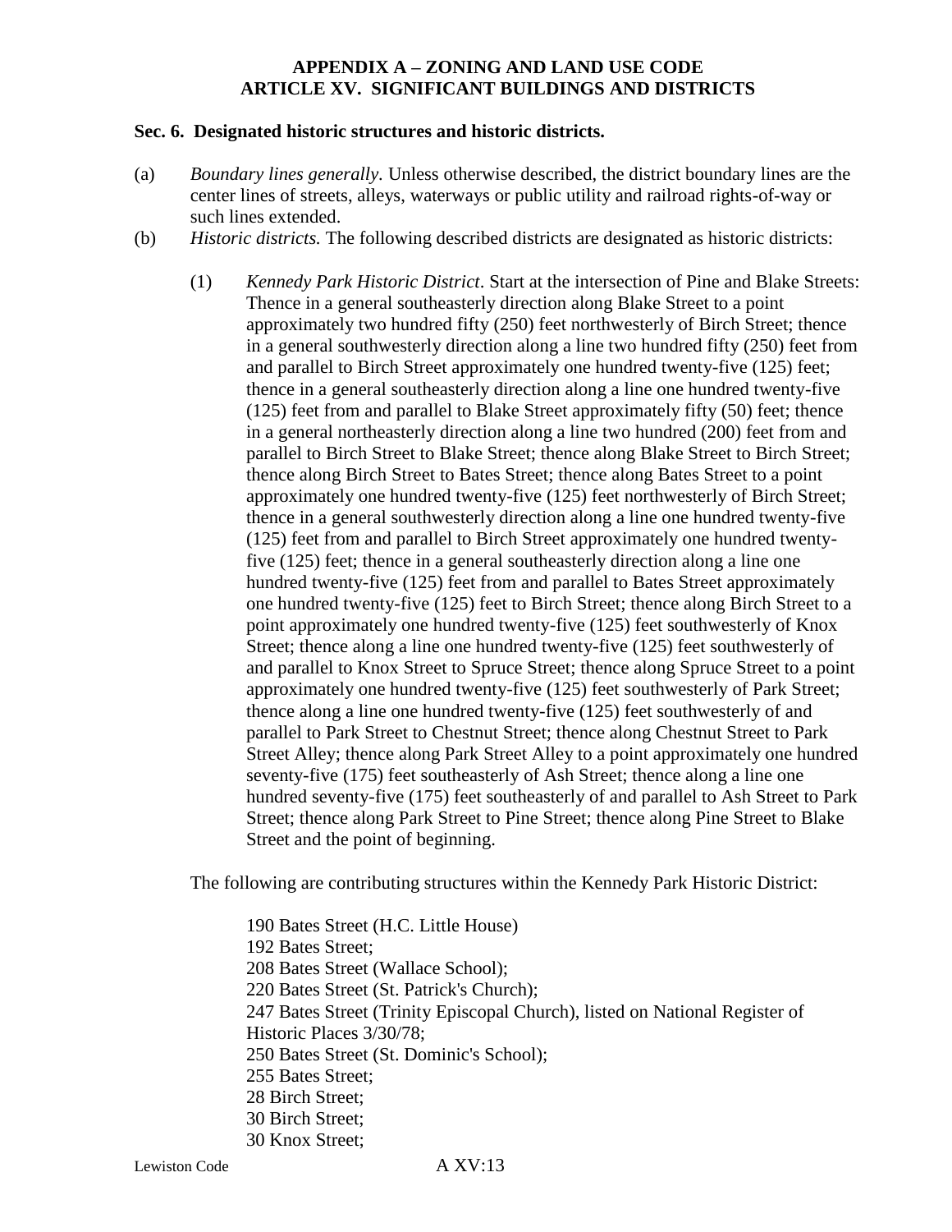**APPENDIX A – ZONING AND LAND USE CODE**
**ARTICLE XV. SIGNIFICANT BUILDINGS AND DISTRICTS**

**Sec. 6. Designated historic structures and historic districts.**

(a) *Boundary lines generally.* Unless otherwise described, the district boundary lines are the center lines of streets, alleys, waterways or public utility and railroad rights-of-way or such lines extended.

(b) *Historic districts.* The following described districts are designated as historic districts:

(1) *Kennedy Park Historic District*. Start at the intersection of Pine and Blake Streets: Thence in a general southeasterly direction along Blake Street to a point approximately two hundred fifty (250) feet northwesterly of Birch Street; thence in a general southwesterly direction along a line two hundred fifty (250) feet from and parallel to Birch Street approximately one hundred twenty-five (125) feet; thence in a general southeasterly direction along a line one hundred twenty-five (125) feet from and parallel to Blake Street approximately fifty (50) feet; thence in a general northeasterly direction along a line two hundred (200) feet from and parallel to Birch Street to Blake Street; thence along Blake Street to Birch Street; thence along Birch Street to Bates Street; thence along Bates Street to a point approximately one hundred twenty-five (125) feet northwesterly of Birch Street; thence in a general southwesterly direction along a line one hundred twenty-five (125) feet from and parallel to Birch Street approximately one hundred twenty-five (125) feet; thence in a general southeasterly direction along a line one hundred twenty-five (125) feet from and parallel to Bates Street approximately one hundred twenty-five (125) feet to Birch Street; thence along Birch Street to a point approximately one hundred twenty-five (125) feet southwesterly of Knox Street; thence along a line one hundred twenty-five (125) feet southwesterly of and parallel to Knox Street to Spruce Street; thence along Spruce Street to a point approximately one hundred twenty-five (125) feet southwesterly of Park Street; thence along a line one hundred twenty-five (125) feet southwesterly of and parallel to Park Street to Chestnut Street; thence along Chestnut Street to Park Street Alley; thence along Park Street Alley to a point approximately one hundred seventy-five (175) feet southeasterly of Ash Street; thence along a line one hundred seventy-five (175) feet southeasterly of and parallel to Ash Street to Park Street; thence along Park Street to Pine Street; thence along Pine Street to Blake Street and the point of beginning.

The following are contributing structures within the Kennedy Park Historic District:

190 Bates Street (H.C. Little House)
192 Bates Street;
208 Bates Street (Wallace School);
220 Bates Street (St. Patrick's Church);
247 Bates Street (Trinity Episcopal Church), listed on National Register of Historic Places 3/30/78;
250 Bates Street (St. Dominic's School);
255 Bates Street;
28 Birch Street;
30 Birch Street;
30 Knox Street;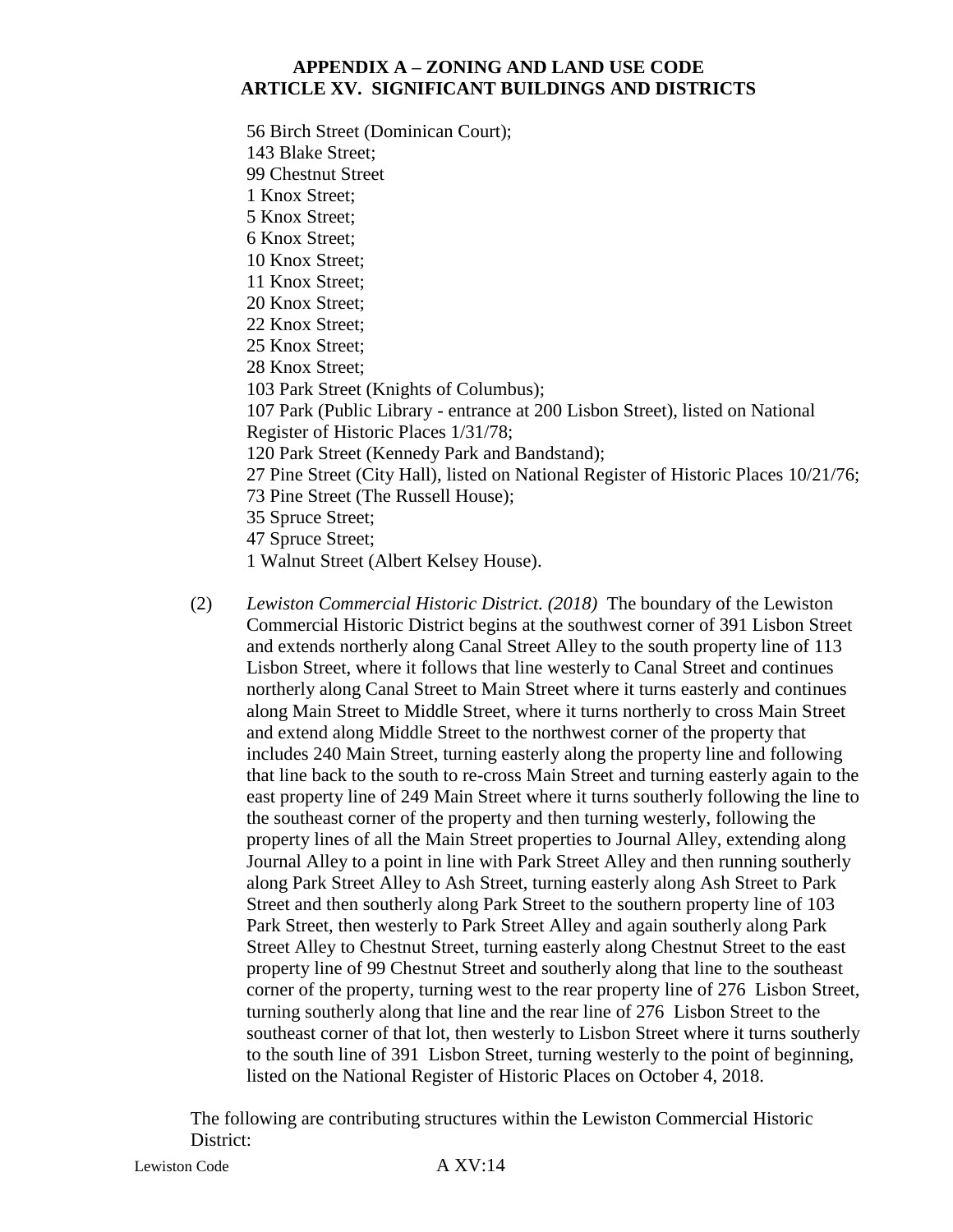56 Birch Street (Dominican Court);
143 Blake Street;
99 Chestnut Street
1 Knox Street;
5 Knox Street;
6 Knox Street;
10 Knox Street;
11 Knox Street;
20 Knox Street;
22 Knox Street;
25 Knox Street;
28 Knox Street;
103 Park Street (Knights of Columbus);
107 Park (Public Library - entrance at 200 Lisbon Street), listed on National Register of Historic Places 1/31/78;
120 Park Street (Kennedy Park and Bandstand);
27 Pine Street (City Hall), listed on National Register of Historic Places 10/21/76;
73 Pine Street (The Russell House);
35 Spruce Street;
47 Spruce Street;
1 Walnut Street (Albert Kelsey House).

(2) *Lewiston Commercial Historic District. (2018)* The boundary of the Lewiston Commercial Historic District begins at the southwest corner of 391 Lisbon Street and extends northerly along Canal Street Alley to the south property line of 113 Lisbon Street, where it follows that line westerly to Canal Street and continues northerly along Canal Street to Main Street where it turns easterly and continues along Main Street to Middle Street, where it turns northerly to cross Main Street and extend along Middle Street to the northwest corner of the property that includes 240 Main Street, turning easterly along the property line and following that line back to the south to re-cross Main Street and turning easterly again to the east property line of 249 Main Street where it turns southerly following the line to the southeast corner of the property and then turning westerly, following the property lines of all the Main Street properties to Journal Alley, extending along Journal Alley to a point in line with Park Street Alley and then running southerly along Park Street Alley to Ash Street, turning easterly along Ash Street to Park Street and then southerly along Park Street to the southern property line of 103 Park Street, then westerly to Park Street Alley and again southerly along Park Street Alley to Chestnut Street, turning easterly along Chestnut Street to the east property line of 99 Chestnut Street and southerly along that line to the southeast corner of the property, turning west to the rear property line of 276 Lisbon Street, turning southerly along that line and the rear line of 276 Lisbon Street to the southeast corner of that lot, then westerly to Lisbon Street where it turns southerly to the south line of 391 Lisbon Street, turning westerly to the point of beginning, listed on the National Register of Historic Places on October 4, 2018.

The following are contributing structures within the Lewiston Commercial Historic District: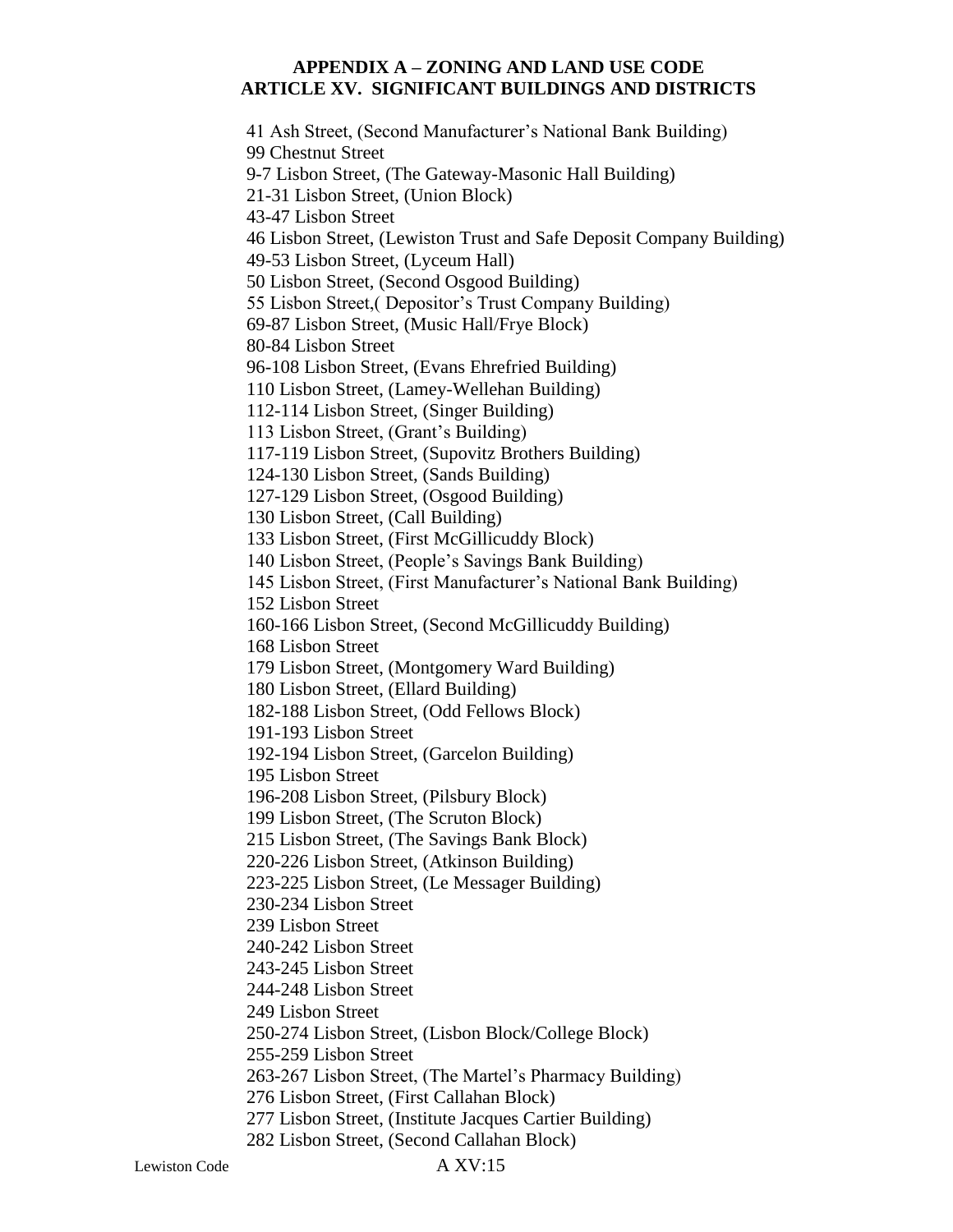**APPENDIX A – ZONING AND LAND USE CODE**
**ARTICLE XV. SIGNIFICANT BUILDINGS AND DISTRICTS**

41 Ash Street, (Second Manufacturer's National Bank Building)
99 Chestnut Street
9-7 Lisbon Street, (The Gateway-Masonic Hall Building)
21-31 Lisbon Street, (Union Block)
43-47 Lisbon Street
46 Lisbon Street, (Lewiston Trust and Safe Deposit Company Building)
49-53 Lisbon Street, (Lyceum Hall)
50 Lisbon Street, (Second Osgood Building)
55 Lisbon Street,( Depositor's Trust Company Building)
69-87 Lisbon Street, (Music Hall/Frye Block)
80-84 Lisbon Street
96-108 Lisbon Street, (Evans Ehrefried Building)
110 Lisbon Street, (Lamey-Wellehan Building)
112-114 Lisbon Street, (Singer Building)
113 Lisbon Street, (Grant's Building)
117-119 Lisbon Street, (Supovitz Brothers Building)
124-130 Lisbon Street, (Sands Building)
127-129 Lisbon Street, (Osgood Building)
130 Lisbon Street, (Call Building)
133 Lisbon Street, (First McGillicuddy Block)
140 Lisbon Street, (People's Savings Bank Building)
145 Lisbon Street, (First Manufacturer's National Bank Building)
152 Lisbon Street
160-166 Lisbon Street, (Second McGillicuddy Building)
168 Lisbon Street
179 Lisbon Street, (Montgomery Ward Building)
180 Lisbon Street, (Ellard Building)
182-188 Lisbon Street, (Odd Fellows Block)
191-193 Lisbon Street
192-194 Lisbon Street, (Garcelon Building)
195 Lisbon Street
196-208 Lisbon Street, (Pilsbury Block)
199 Lisbon Street, (The Scruton Block)
215 Lisbon Street, (The Savings Bank Block)
220-226 Lisbon Street, (Atkinson Building)
223-225 Lisbon Street, (Le Messager Building)
230-234 Lisbon Street
239 Lisbon Street
240-242 Lisbon Street
243-245 Lisbon Street
244-248 Lisbon Street
249 Lisbon Street
250-274 Lisbon Street, (Lisbon Block/College Block)
255-259 Lisbon Street
263-267 Lisbon Street, (The Martel's Pharmacy Building)
276 Lisbon Street, (First Callahan Block)
277 Lisbon Street, (Institute Jacques Cartier Building)
282 Lisbon Street, (Second Callahan Block)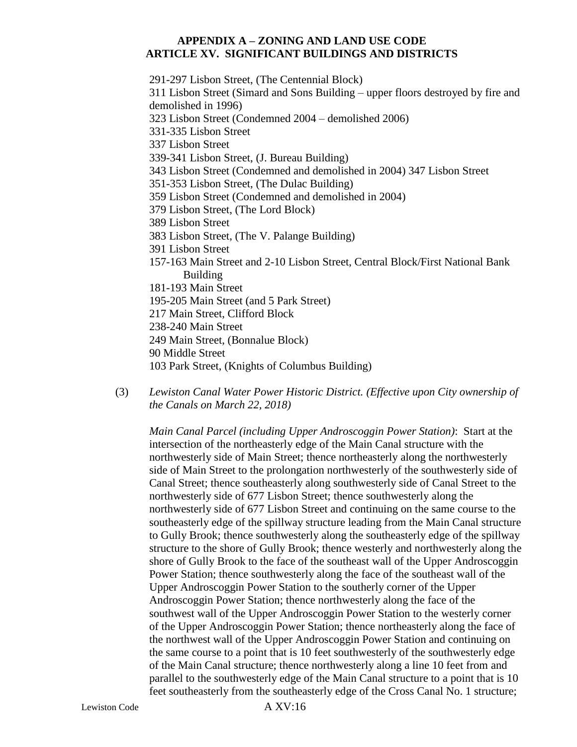291-297 Lisbon Street, (The Centennial Block)
311 Lisbon Street (Simard and Sons Building – upper floors destroyed by fire and demolished in 1996)
323 Lisbon Street (Condemned 2004 – demolished 2006)
331-335 Lisbon Street
337 Lisbon Street
339-341 Lisbon Street, (J. Bureau Building)
343 Lisbon Street (Condemned and demolished in 2004) 347 Lisbon Street
351-353 Lisbon Street, (The Dulac Building)
359 Lisbon Street (Condemned and demolished in 2004)
379 Lisbon Street, (The Lord Block)
389 Lisbon Street
383 Lisbon Street, (The V. Palange Building)
391 Lisbon Street
157-163 Main Street and 2-10 Lisbon Street, Central Block/First National Bank Building
181-193 Main Street
195-205 Main Street (and 5 Park Street)
217 Main Street, Clifford Block
238-240 Main Street
249 Main Street, (Bonnalue Block)
90 Middle Street
103 Park Street, (Knights of Columbus Building)

(3) *Lewiston Canal Water Power Historic District. (Effective upon City ownership of the Canals on March 22, 2018)*

*Main Canal Parcel (including Upper Androscoggin Power Station)*: Start at the intersection of the northeasterly edge of the Main Canal structure with the northwesterly side of Main Street; thence northeasterly along the northwesterly side of Main Street to the prolongation northwesterly of the southwesterly side of Canal Street; thence southeasterly along southwesterly side of Canal Street to the northwesterly side of 677 Lisbon Street; thence southwesterly along the northwesterly side of 677 Lisbon Street and continuing on the same course to the southeasterly edge of the spillway structure leading from the Main Canal structure to Gully Brook; thence southwesterly along the southeasterly edge of the spillway structure to the shore of Gully Brook; thence westerly and northwesterly along the shore of Gully Brook to the face of the southeast wall of the Upper Androscoggin Power Station; thence southwesterly along the face of the southeast wall of the Upper Androscoggin Power Station to the southerly corner of the Upper Androscoggin Power Station; thence northwesterly along the face of the southwest wall of the Upper Androscoggin Power Station to the westerly corner of the Upper Androscoggin Power Station; thence northeasterly along the face of the northwest wall of the Upper Androscoggin Power Station and continuing on the same course to a point that is 10 feet southwesterly of the southwesterly edge of the Main Canal structure; thence northwesterly along a line 10 feet from and parallel to the southwesterly edge of the Main Canal structure to a point that is 10 feet southeasterly from the southeasterly edge of the Cross Canal No. 1 structure;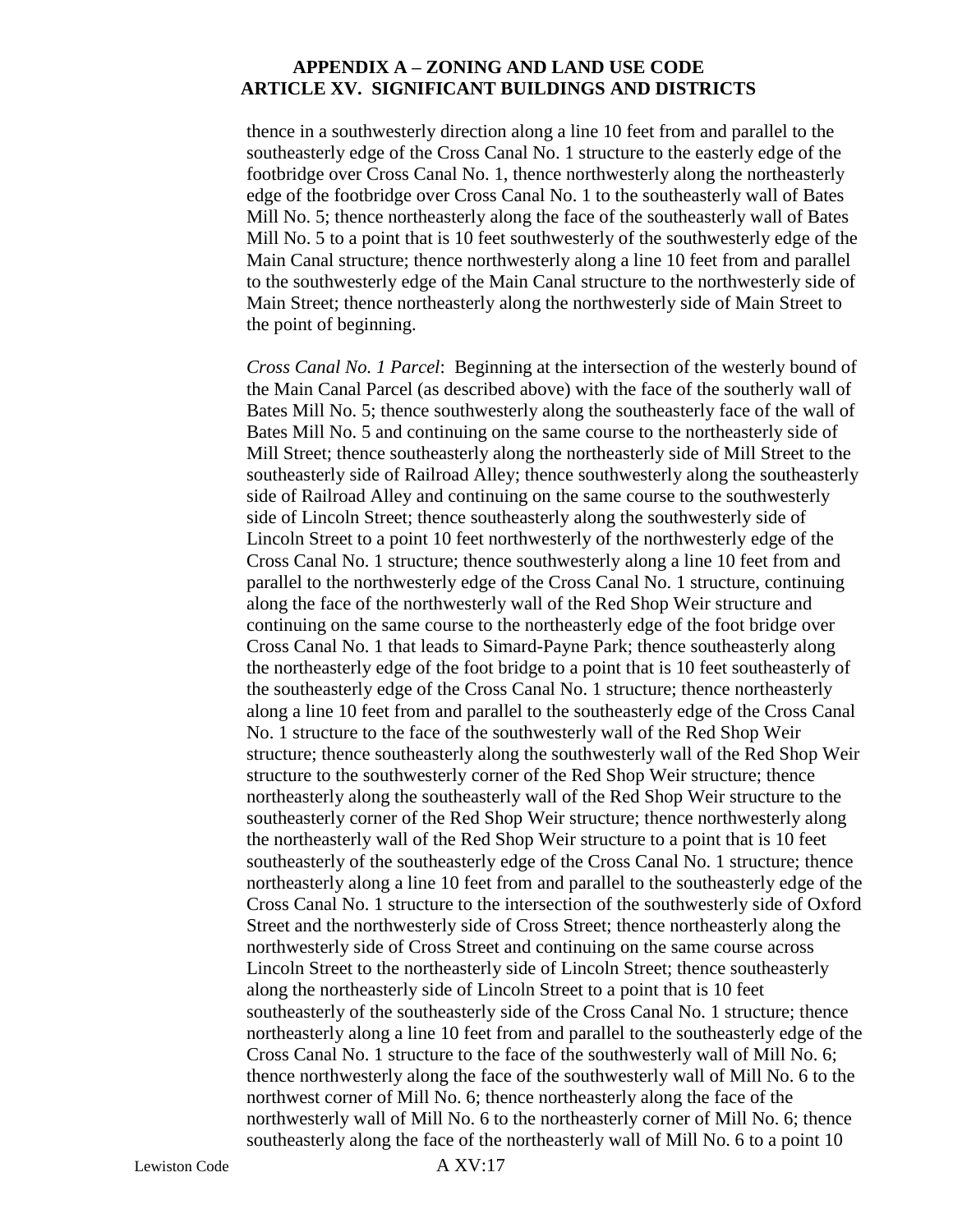thence in a southwesterly direction along a line 10 feet from and parallel to the southeasterly edge of the Cross Canal No. 1 structure to the easterly edge of the footbridge over Cross Canal No. 1, thence northwesterly along the northeasterly edge of the footbridge over Cross Canal No. 1 to the southeasterly wall of Bates Mill No. 5; thence northeasterly along the face of the southeasterly wall of Bates Mill No. 5 to a point that is 10 feet southwesterly of the southwesterly edge of the Main Canal structure; thence northwesterly along a line 10 feet from and parallel to the southwesterly edge of the Main Canal structure to the northwesterly side of Main Street; thence northeasterly along the northwesterly side of Main Street to the point of beginning.

*Cross Canal No. 1 Parcel*: Beginning at the intersection of the westerly bound of the Main Canal Parcel (as described above) with the face of the southerly wall of Bates Mill No. 5; thence southwesterly along the southeasterly face of the wall of Bates Mill No. 5 and continuing on the same course to the northeasterly side of Mill Street; thence southeasterly along the northeasterly side of Mill Street to the southeasterly side of Railroad Alley; thence southwesterly along the southeasterly side of Railroad Alley and continuing on the same course to the southwesterly side of Lincoln Street; thence southeasterly along the southwesterly side of Lincoln Street to a point 10 feet northwesterly of the northwesterly edge of the Cross Canal No. 1 structure; thence southwesterly along a line 10 feet from and parallel to the northwesterly edge of the Cross Canal No. 1 structure, continuing along the face of the northwesterly wall of the Red Shop Weir structure and continuing on the same course to the northeasterly edge of the foot bridge over Cross Canal No. 1 that leads to Simard-Payne Park; thence southeasterly along the northeasterly edge of the foot bridge to a point that is 10 feet southeasterly of the southeasterly edge of the Cross Canal No. 1 structure; thence northeasterly along a line 10 feet from and parallel to the southeasterly edge of the Cross Canal No. 1 structure to the face of the southwesterly wall of the Red Shop Weir structure; thence southeasterly along the southwesterly wall of the Red Shop Weir structure to the southwesterly corner of the Red Shop Weir structure; thence northeasterly along the southeasterly wall of the Red Shop Weir structure to the southeasterly corner of the Red Shop Weir structure; thence northwesterly along the northeasterly wall of the Red Shop Weir structure to a point that is 10 feet southeasterly of the southeasterly edge of the Cross Canal No. 1 structure; thence northeasterly along a line 10 feet from and parallel to the southeasterly edge of the Cross Canal No. 1 structure to the intersection of the southwesterly side of Oxford Street and the northwesterly side of Cross Street; thence northeasterly along the northwesterly side of Cross Street and continuing on the same course across Lincoln Street to the northeasterly side of Lincoln Street; thence southeasterly along the northeasterly side of Lincoln Street to a point that is 10 feet southeasterly of the southeasterly side of the Cross Canal No. 1 structure; thence northeasterly along a line 10 feet from and parallel to the southeasterly edge of the Cross Canal No. 1 structure to the face of the southwesterly wall of Mill No. 6; thence northwesterly along the face of the southwesterly wall of Mill No. 6 to the northwest corner of Mill No. 6; thence northeasterly along the face of the northwesterly wall of Mill No. 6 to the northeasterly corner of Mill No. 6; thence southeasterly along the face of the northeasterly wall of Mill No. 6 to a point 10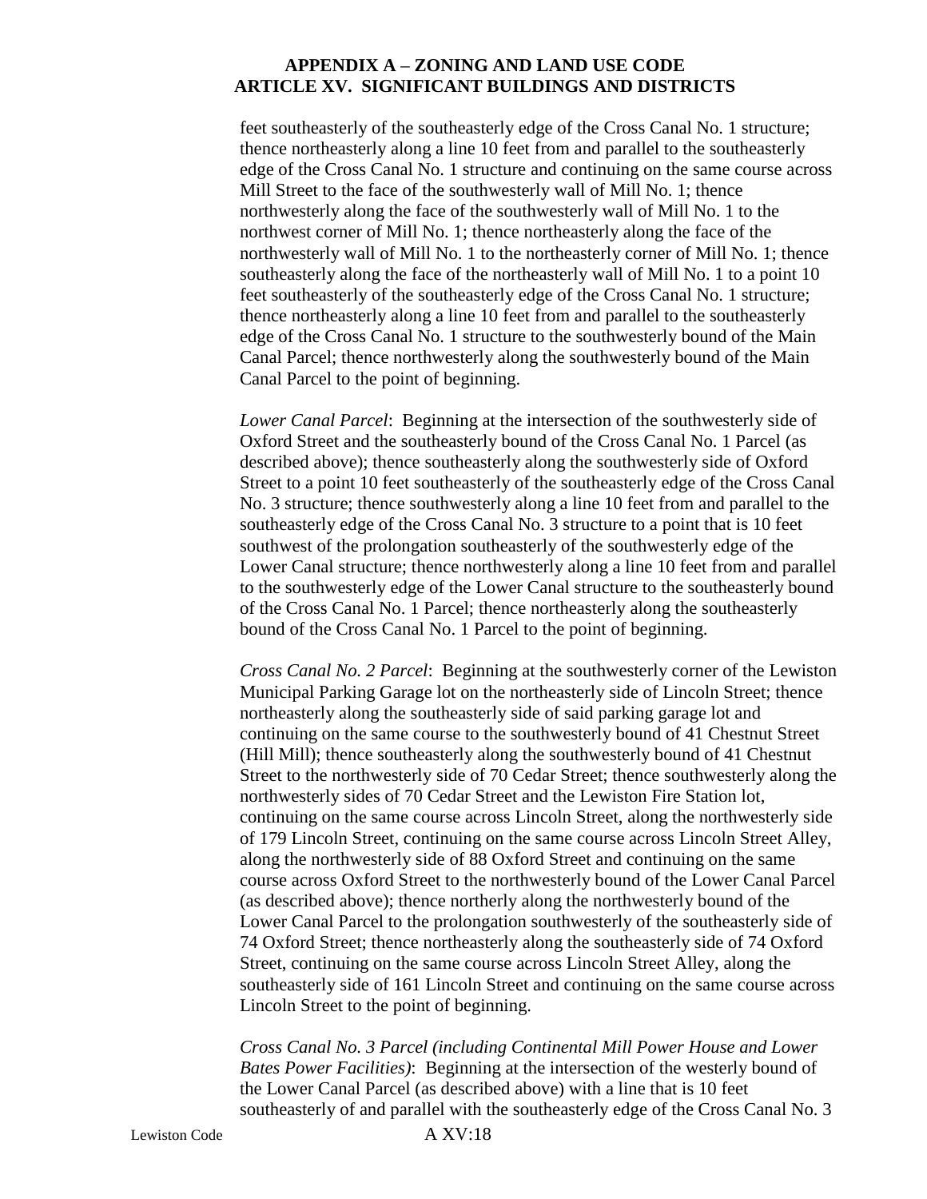feet southeasterly of the southeasterly edge of the Cross Canal No. 1 structure; thence northeasterly along a line 10 feet from and parallel to the southeasterly edge of the Cross Canal No. 1 structure and continuing on the same course across Mill Street to the face of the southwesterly wall of Mill No. 1; thence northwesterly along the face of the southwesterly wall of Mill No. 1 to the northwest corner of Mill No. 1; thence northeasterly along the face of the northwesterly wall of Mill No. 1 to the northeasterly corner of Mill No. 1; thence southeasterly along the face of the northeasterly wall of Mill No. 1 to a point 10 feet southeasterly of the southeasterly edge of the Cross Canal No. 1 structure; thence northeasterly along a line 10 feet from and parallel to the southeasterly edge of the Cross Canal No. 1 structure to the southwesterly bound of the Main Canal Parcel; thence northwesterly along the southwesterly bound of the Main Canal Parcel to the point of beginning.

*Lower Canal Parcel*: Beginning at the intersection of the southwesterly side of Oxford Street and the southeasterly bound of the Cross Canal No. 1 Parcel (as described above); thence southeasterly along the southwesterly side of Oxford Street to a point 10 feet southeasterly of the southeasterly edge of the Cross Canal No. 3 structure; thence southwesterly along a line 10 feet from and parallel to the southeasterly edge of the Cross Canal No. 3 structure to a point that is 10 feet southwest of the prolongation southeasterly of the southwesterly edge of the Lower Canal structure; thence northwesterly along a line 10 feet from and parallel to the southwesterly edge of the Lower Canal structure to the southeasterly bound of the Cross Canal No. 1 Parcel; thence northeasterly along the southeasterly bound of the Cross Canal No. 1 Parcel to the point of beginning.

*Cross Canal No. 2 Parcel*: Beginning at the southwesterly corner of the Lewiston Municipal Parking Garage lot on the northeasterly side of Lincoln Street; thence northeasterly along the southeasterly side of said parking garage lot and continuing on the same course to the southwesterly bound of 41 Chestnut Street (Hill Mill); thence southeasterly along the southwesterly bound of 41 Chestnut Street to the northwesterly side of 70 Cedar Street; thence southwesterly along the northwesterly sides of 70 Cedar Street and the Lewiston Fire Station lot, continuing on the same course across Lincoln Street, along the northwesterly side of 179 Lincoln Street, continuing on the same course across Lincoln Street Alley, along the northwesterly side of 88 Oxford Street and continuing on the same course across Oxford Street to the northwesterly bound of the Lower Canal Parcel (as described above); thence northerly along the northwesterly bound of the Lower Canal Parcel to the prolongation southwesterly of the southeasterly side of 74 Oxford Street; thence northeasterly along the southeasterly side of 74 Oxford Street, continuing on the same course across Lincoln Street Alley, along the southeasterly side of 161 Lincoln Street and continuing on the same course across Lincoln Street to the point of beginning.

*Cross Canal No. 3 Parcel (including Continental Mill Power House and Lower Bates Power Facilities)*: Beginning at the intersection of the westerly bound of the Lower Canal Parcel (as described above) with a line that is 10 feet southeasterly of and parallel with the southeasterly edge of the Cross Canal No. 3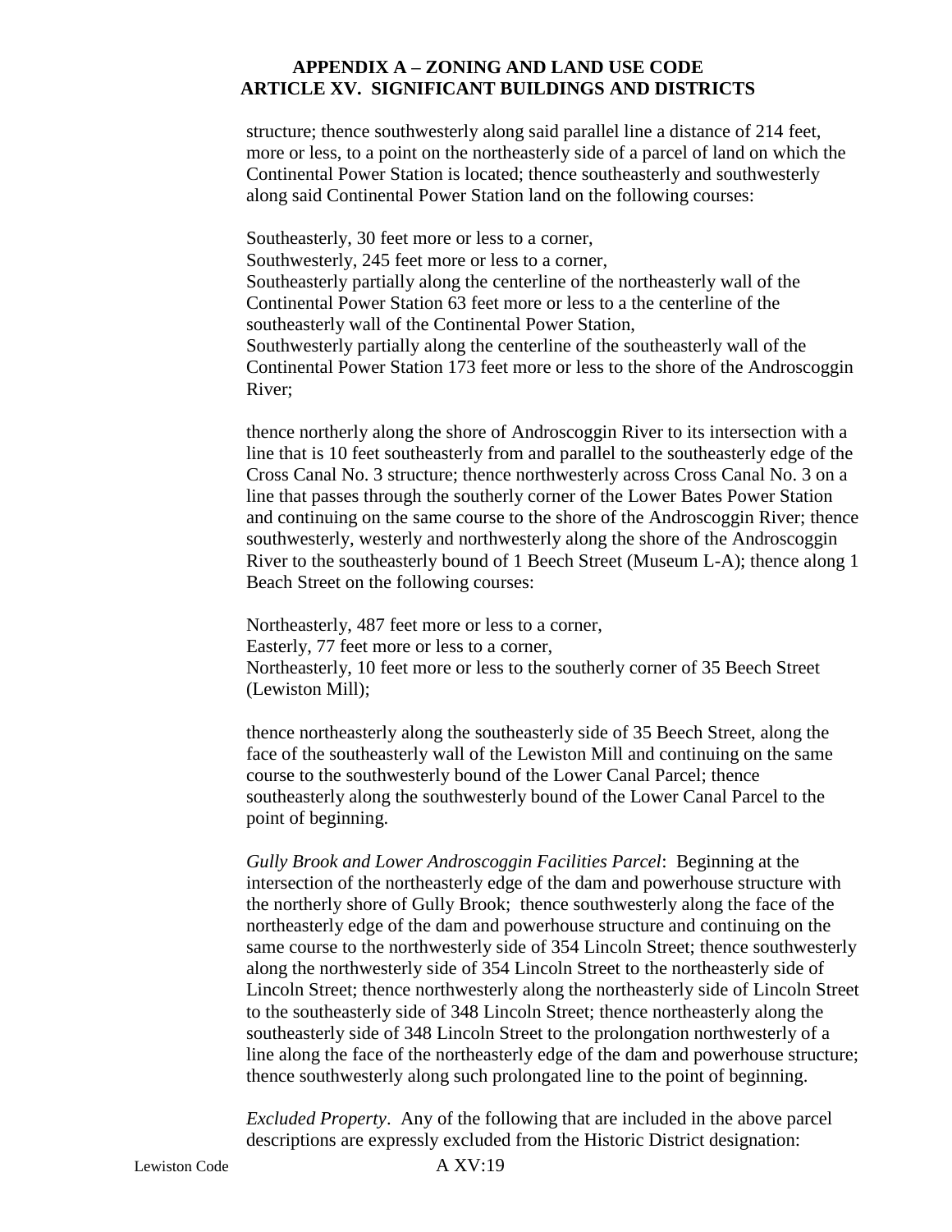structure; thence southwesterly along said parallel line a distance of 214 feet, more or less, to a point on the northeasterly side of a parcel of land on which the Continental Power Station is located; thence southeasterly and southwesterly along said Continental Power Station land on the following courses:

Southeasterly, 30 feet more or less to a corner,
Southwesterly, 245 feet more or less to a corner,
Southeasterly partially along the centerline of the northeasterly wall of the Continental Power Station 63 feet more or less to a the centerline of the southeasterly wall of the Continental Power Station,
Southwesterly partially along the centerline of the southeasterly wall of the Continental Power Station 173 feet more or less to the shore of the Androscoggin River;

thence northerly along the shore of Androscoggin River to its intersection with a line that is 10 feet southeasterly from and parallel to the southeasterly edge of the Cross Canal No. 3 structure; thence northwesterly across Cross Canal No. 3 on a line that passes through the southerly corner of the Lower Bates Power Station and continuing on the same course to the shore of the Androscoggin River; thence southwesterly, westerly and northwesterly along the shore of the Androscoggin River to the southeasterly bound of 1 Beech Street (Museum L-A); thence along 1 Beach Street on the following courses:

Northeasterly, 487 feet more or less to a corner,
Easterly, 77 feet more or less to a corner,
Northeasterly, 10 feet more or less to the southerly corner of 35 Beech Street (Lewiston Mill);

thence northeasterly along the southeasterly side of 35 Beech Street, along the face of the southeasterly wall of the Lewiston Mill and continuing on the same course to the southwesterly bound of the Lower Canal Parcel; thence southeasterly along the southwesterly bound of the Lower Canal Parcel to the point of beginning.

*Gully Brook and Lower Androscoggin Facilities Parcel*: Beginning at the intersection of the northeasterly edge of the dam and powerhouse structure with the northerly shore of Gully Brook; thence southwesterly along the face of the northeasterly edge of the dam and powerhouse structure and continuing on the same course to the northwesterly side of 354 Lincoln Street; thence southwesterly along the northwesterly side of 354 Lincoln Street to the northeasterly side of Lincoln Street; thence northwesterly along the northeasterly side of Lincoln Street to the southeasterly side of 348 Lincoln Street; thence northeasterly along the southeasterly side of 348 Lincoln Street to the prolongation northwesterly of a line along the face of the northeasterly edge of the dam and powerhouse structure; thence southwesterly along such prolongated line to the point of beginning.

*Excluded Property*. Any of the following that are included in the above parcel descriptions are expressly excluded from the Historic District designation: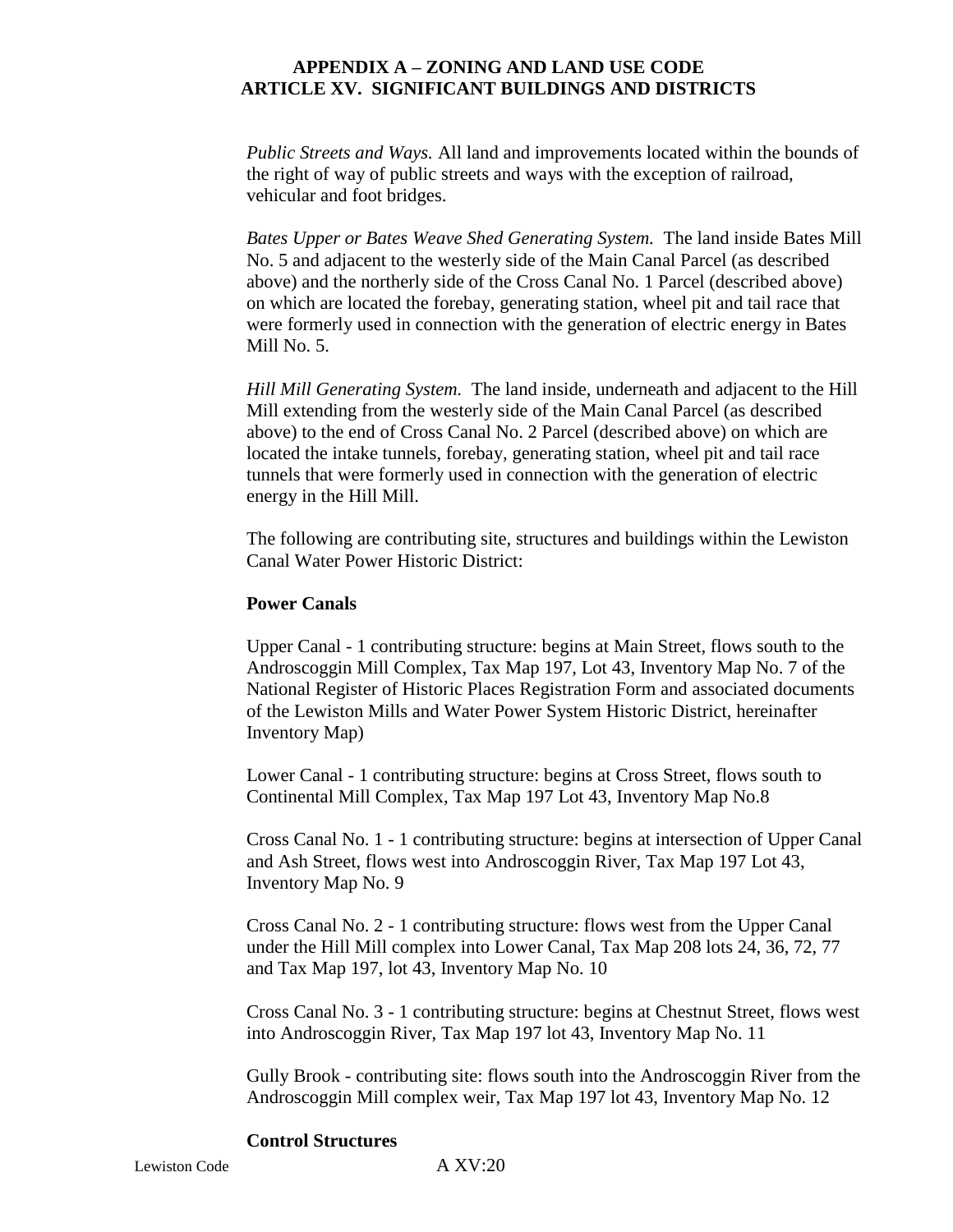*Public Streets and Ways.* All land and improvements located within the bounds of the right of way of public streets and ways with the exception of railroad, vehicular and foot bridges.

*Bates Upper or Bates Weave Shed Generating System.* The land inside Bates Mill No. 5 and adjacent to the westerly side of the Main Canal Parcel (as described above) and the northerly side of the Cross Canal No. 1 Parcel (described above) on which are located the forebay, generating station, wheel pit and tail race that were formerly used in connection with the generation of electric energy in Bates Mill No. 5.

*Hill Mill Generating System.* The land inside, underneath and adjacent to the Hill Mill extending from the westerly side of the Main Canal Parcel (as described above) to the end of Cross Canal No. 2 Parcel (described above) on which are located the intake tunnels, forebay, generating station, wheel pit and tail race tunnels that were formerly used in connection with the generation of electric energy in the Hill Mill.

The following are contributing site, structures and buildings within the Lewiston Canal Water Power Historic District:

**Power Canals**

Upper Canal - 1 contributing structure: begins at Main Street, flows south to the Androscoggin Mill Complex, Tax Map 197, Lot 43, Inventory Map No. 7 of the National Register of Historic Places Registration Form and associated documents of the Lewiston Mills and Water Power System Historic District, hereinafter Inventory Map)

Lower Canal - 1 contributing structure: begins at Cross Street, flows south to Continental Mill Complex, Tax Map 197 Lot 43, Inventory Map No.8

Cross Canal No. 1 - 1 contributing structure: begins at intersection of Upper Canal and Ash Street, flows west into Androscoggin River, Tax Map 197 Lot 43, Inventory Map No. 9

Cross Canal No. 2 - 1 contributing structure: flows west from the Upper Canal under the Hill Mill complex into Lower Canal, Tax Map 208 lots 24, 36, 72, 77 and Tax Map 197, lot 43, Inventory Map No. 10

Cross Canal No. 3 - 1 contributing structure: begins at Chestnut Street, flows west into Androscoggin River, Tax Map 197 lot 43, Inventory Map No. 11

Gully Brook - contributing site: flows south into the Androscoggin River from the Androscoggin Mill complex weir, Tax Map 197 lot 43, Inventory Map No. 12

**Control Structures**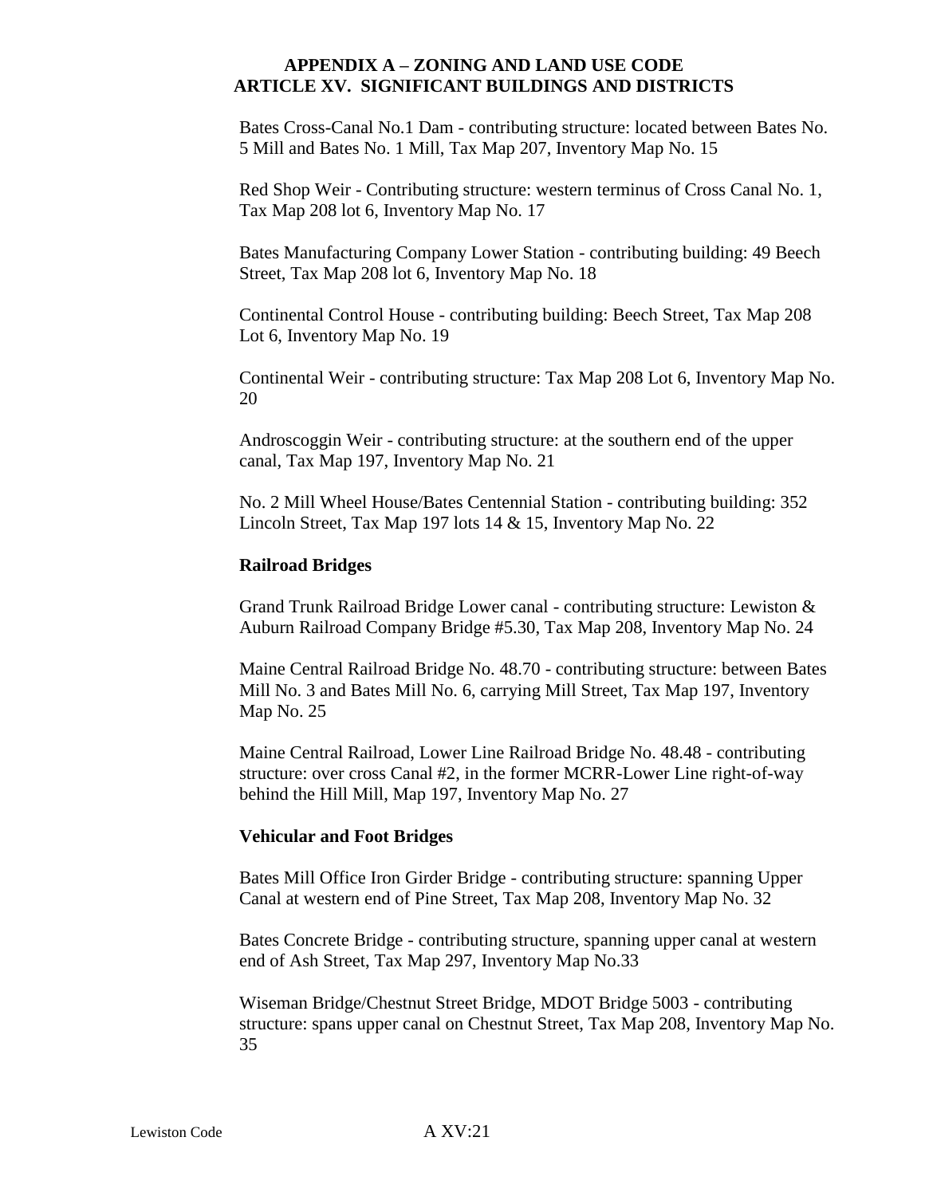Bates Cross-Canal No.1 Dam - contributing structure: located between Bates No. 5 Mill and Bates No. 1 Mill, Tax Map 207, Inventory Map No. 15

Red Shop Weir - Contributing structure: western terminus of Cross Canal No. 1, Tax Map 208 lot 6, Inventory Map No. 17

Bates Manufacturing Company Lower Station - contributing building: 49 Beech Street, Tax Map 208 lot 6, Inventory Map No. 18

Continental Control House - contributing building: Beech Street, Tax Map 208 Lot 6, Inventory Map No. 19

Continental Weir - contributing structure: Tax Map 208 Lot 6, Inventory Map No. 20

Androscoggin Weir - contributing structure: at the southern end of the upper canal, Tax Map 197, Inventory Map No. 21

No. 2 Mill Wheel House/Bates Centennial Station - contributing building: 352 Lincoln Street, Tax Map 197 lots 14 & 15, Inventory Map No. 22

**Railroad Bridges**

Grand Trunk Railroad Bridge Lower canal - contributing structure: Lewiston & Auburn Railroad Company Bridge #5.30, Tax Map 208, Inventory Map No. 24

Maine Central Railroad Bridge No. 48.70 - contributing structure: between Bates Mill No. 3 and Bates Mill No. 6, carrying Mill Street, Tax Map 197, Inventory Map No. 25

Maine Central Railroad, Lower Line Railroad Bridge No. 48.48 - contributing structure: over cross Canal #2, in the former MCRR-Lower Line right-of-way behind the Hill Mill, Map 197, Inventory Map No. 27

**Vehicular and Foot Bridges**

Bates Mill Office Iron Girder Bridge - contributing structure: spanning Upper Canal at western end of Pine Street, Tax Map 208, Inventory Map No. 32

Bates Concrete Bridge - contributing structure, spanning upper canal at western end of Ash Street, Tax Map 297, Inventory Map No.33

Wiseman Bridge/Chestnut Street Bridge, MDOT Bridge 5003 - contributing structure: spans upper canal on Chestnut Street, Tax Map 208, Inventory Map No. 35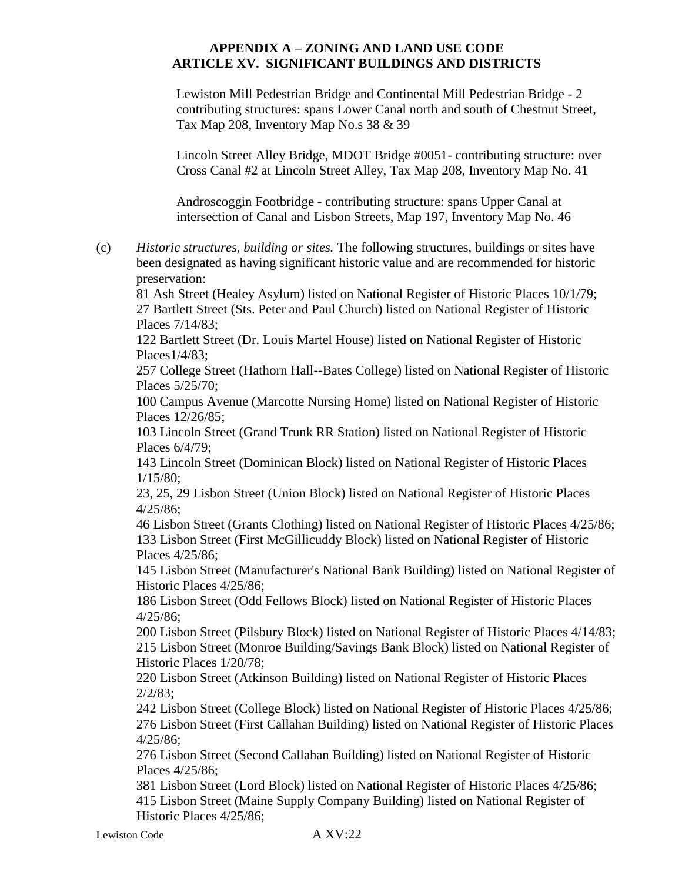Lewiston Mill Pedestrian Bridge and Continental Mill Pedestrian Bridge - 2 contributing structures: spans Lower Canal north and south of Chestnut Street, Tax Map 208, Inventory Map No.s 38 & 39

Lincoln Street Alley Bridge, MDOT Bridge #0051- contributing structure: over Cross Canal #2 at Lincoln Street Alley, Tax Map 208, Inventory Map No. 41

Androscoggin Footbridge - contributing structure: spans Upper Canal at intersection of Canal and Lisbon Streets, Map 197, Inventory Map No. 46

(c) *Historic structures, building or sites.* The following structures, buildings or sites have been designated as having significant historic value and are recommended for historic preservation:

81 Ash Street (Healey Asylum) listed on National Register of Historic Places 10/1/79;
27 Bartlett Street (Sts. Peter and Paul Church) listed on National Register of Historic Places 7/14/83;
122 Bartlett Street (Dr. Louis Martel House) listed on National Register of Historic Places1/4/83;
257 College Street (Hathorn Hall--Bates College) listed on National Register of Historic Places 5/25/70;
100 Campus Avenue (Marcotte Nursing Home) listed on National Register of Historic Places 12/26/85;
103 Lincoln Street (Grand Trunk RR Station) listed on National Register of Historic Places 6/4/79;
143 Lincoln Street (Dominican Block) listed on National Register of Historic Places 1/15/80;
23, 25, 29 Lisbon Street (Union Block) listed on National Register of Historic Places 4/25/86;
46 Lisbon Street (Grants Clothing) listed on National Register of Historic Places 4/25/86;
133 Lisbon Street (First McGillicuddy Block) listed on National Register of Historic Places 4/25/86;
145 Lisbon Street (Manufacturer's National Bank Building) listed on National Register of Historic Places 4/25/86;
186 Lisbon Street (Odd Fellows Block) listed on National Register of Historic Places 4/25/86;
200 Lisbon Street (Pilsbury Block) listed on National Register of Historic Places 4/14/83;
215 Lisbon Street (Monroe Building/Savings Bank Block) listed on National Register of Historic Places 1/20/78;
220 Lisbon Street (Atkinson Building) listed on National Register of Historic Places 2/2/83;
242 Lisbon Street (College Block) listed on National Register of Historic Places 4/25/86;
276 Lisbon Street (First Callahan Building) listed on National Register of Historic Places 4/25/86;
276 Lisbon Street (Second Callahan Building) listed on National Register of Historic Places 4/25/86;
381 Lisbon Street (Lord Block) listed on National Register of Historic Places 4/25/86;
415 Lisbon Street (Maine Supply Company Building) listed on National Register of Historic Places 4/25/86;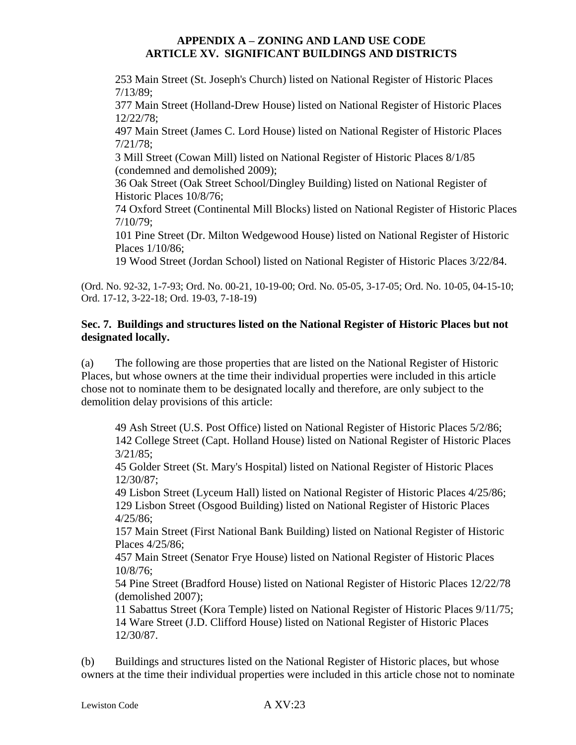253 Main Street (St. Joseph's Church) listed on National Register of Historic Places 7/13/89;
377 Main Street (Holland-Drew House) listed on National Register of Historic Places 12/22/78;
497 Main Street (James C. Lord House) listed on National Register of Historic Places 7/21/78;
3 Mill Street (Cowan Mill) listed on National Register of Historic Places 8/1/85 (condemned and demolished 2009);
36 Oak Street (Oak Street School/Dingley Building) listed on National Register of Historic Places 10/8/76;
74 Oxford Street (Continental Mill Blocks) listed on National Register of Historic Places 7/10/79;
101 Pine Street (Dr. Milton Wedgewood House) listed on National Register of Historic Places 1/10/86;
19 Wood Street (Jordan School) listed on National Register of Historic Places 3/22/84.

(Ord. No. 92-32, 1-7-93; Ord. No. 00-21, 10-19-00; Ord. No. 05-05, 3-17-05; Ord. No. 10-05, 04-15-10; Ord. 17-12, 3-22-18; Ord. 19-03, 7-18-19)

**Sec. 7. Buildings and structures listed on the National Register of Historic Places but not designated locally.**

(a) The following are those properties that are listed on the National Register of Historic Places, but whose owners at the time their individual properties were included in this article chose not to nominate them to be designated locally and therefore, are only subject to the demolition delay provisions of this article:

49 Ash Street (U.S. Post Office) listed on National Register of Historic Places 5/2/86;
142 College Street (Capt. Holland House) listed on National Register of Historic Places 3/21/85;
45 Golder Street (St. Mary's Hospital) listed on National Register of Historic Places 12/30/87;
49 Lisbon Street (Lyceum Hall) listed on National Register of Historic Places 4/25/86;
129 Lisbon Street (Osgood Building) listed on National Register of Historic Places 4/25/86;
157 Main Street (First National Bank Building) listed on National Register of Historic Places 4/25/86;
457 Main Street (Senator Frye House) listed on National Register of Historic Places 10/8/76;
54 Pine Street (Bradford House) listed on National Register of Historic Places 12/22/78 (demolished 2007);
11 Sabattus Street (Kora Temple) listed on National Register of Historic Places 9/11/75;
14 Ware Street (J.D. Clifford House) listed on National Register of Historic Places 12/30/87.

(b) Buildings and structures listed on the National Register of Historic places, but whose owners at the time their individual properties were included in this article chose not to nominate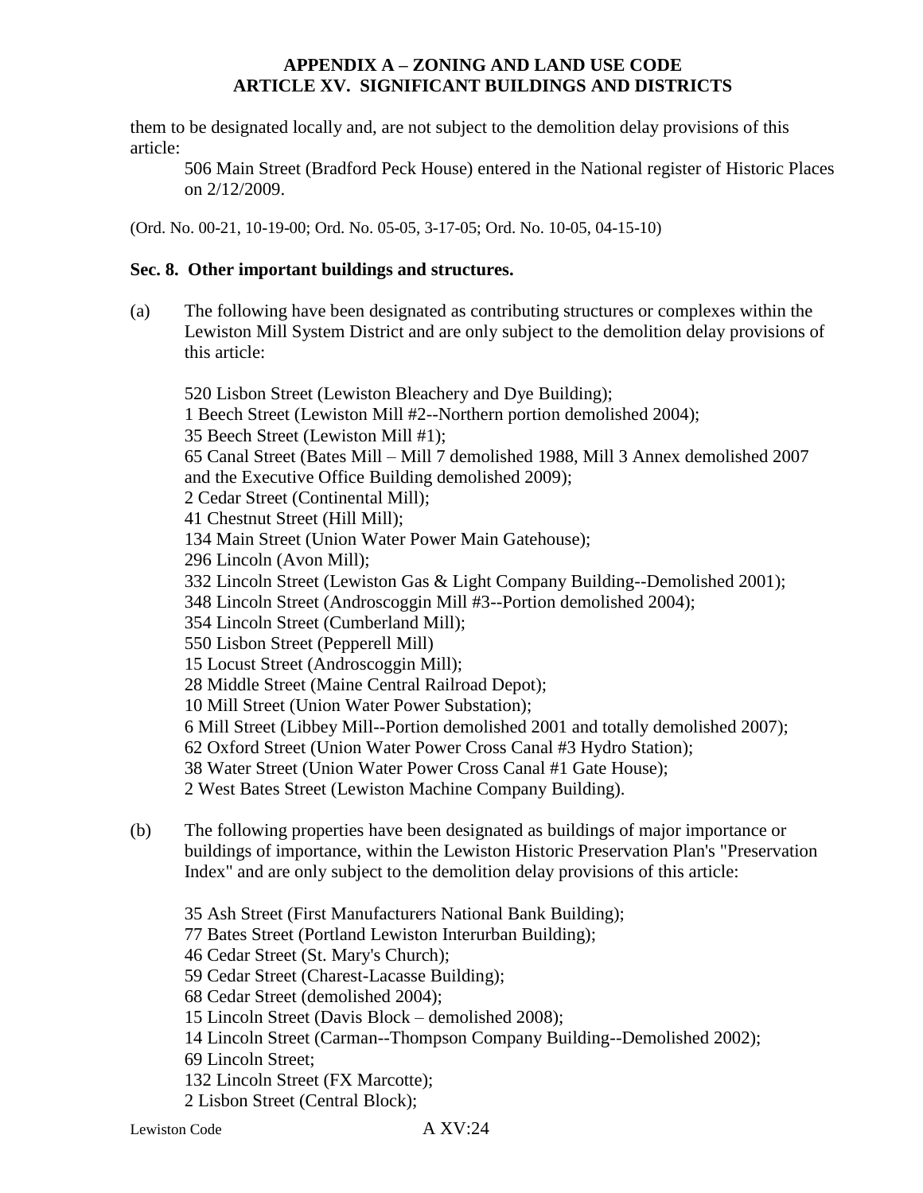them to be designated locally and, are not subject to the demolition delay provisions of this article:

506 Main Street (Bradford Peck House) entered in the National register of Historic Places on 2/12/2009.

(Ord. No. 00-21, 10-19-00; Ord. No. 05-05, 3-17-05; Ord. No. 10-05, 04-15-10)

**Sec. 8. Other important buildings and structures.**

(a) The following have been designated as contributing structures or complexes within the Lewiston Mill System District and are only subject to the demolition delay provisions of this article:

520 Lisbon Street (Lewiston Bleachery and Dye Building);
1 Beech Street (Lewiston Mill #2--Northern portion demolished 2004);
35 Beech Street (Lewiston Mill #1);
65 Canal Street (Bates Mill – Mill 7 demolished 1988, Mill 3 Annex demolished 2007 and the Executive Office Building demolished 2009);
2 Cedar Street (Continental Mill);
41 Chestnut Street (Hill Mill);
134 Main Street (Union Water Power Main Gatehouse);
296 Lincoln (Avon Mill);
332 Lincoln Street (Lewiston Gas & Light Company Building--Demolished 2001);
348 Lincoln Street (Androscoggin Mill #3--Portion demolished 2004);
354 Lincoln Street (Cumberland Mill);
550 Lisbon Street (Pepperell Mill)
15 Locust Street (Androscoggin Mill);
28 Middle Street (Maine Central Railroad Depot);
10 Mill Street (Union Water Power Substation);
6 Mill Street (Libbey Mill--Portion demolished 2001 and totally demolished 2007);
62 Oxford Street (Union Water Power Cross Canal #3 Hydro Station);
38 Water Street (Union Water Power Cross Canal #1 Gate House);
2 West Bates Street (Lewiston Machine Company Building).

(b) The following properties have been designated as buildings of major importance or buildings of importance, within the Lewiston Historic Preservation Plan's "Preservation Index" and are only subject to the demolition delay provisions of this article:

35 Ash Street (First Manufacturers National Bank Building);
77 Bates Street (Portland Lewiston Interurban Building);
46 Cedar Street (St. Mary's Church);
59 Cedar Street (Charest-Lacasse Building);
68 Cedar Street (demolished 2004);
15 Lincoln Street (Davis Block – demolished 2008);
14 Lincoln Street (Carman--Thompson Company Building--Demolished 2002);
69 Lincoln Street;
132 Lincoln Street (FX Marcotte);
2 Lisbon Street (Central Block);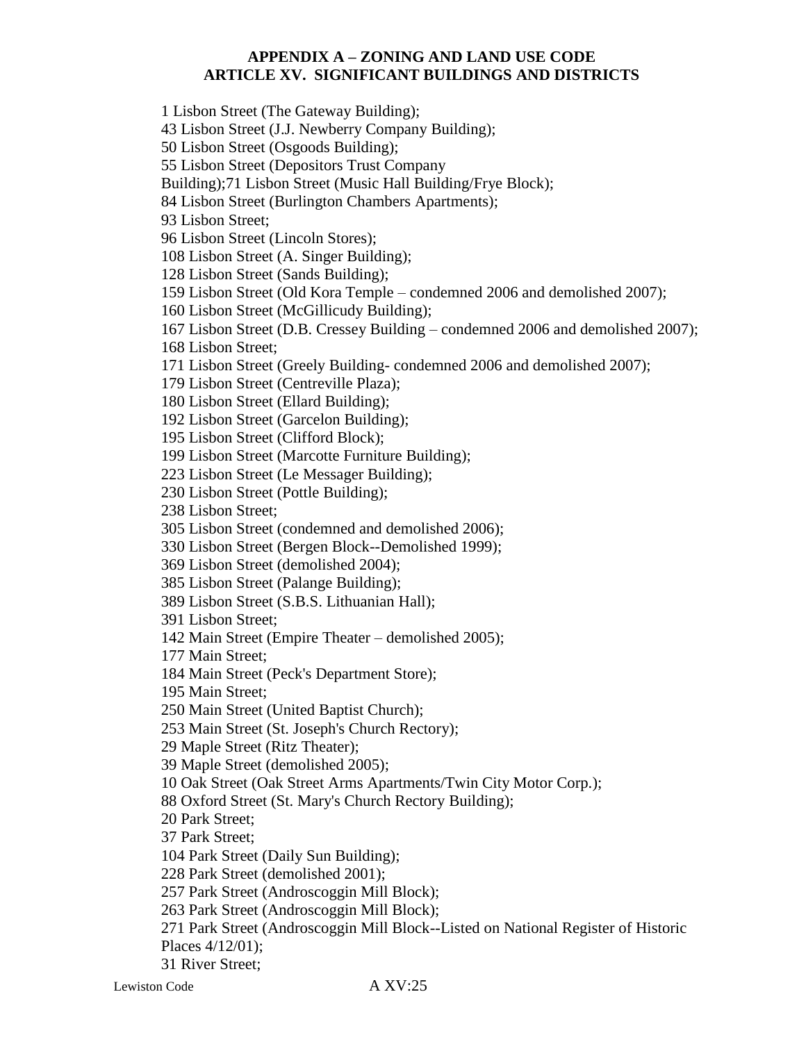**APPENDIX A – ZONING AND LAND USE CODE**
**ARTICLE XV. SIGNIFICANT BUILDINGS AND DISTRICTS**

1 Lisbon Street (The Gateway Building);
43 Lisbon Street (J.J. Newberry Company Building);
50 Lisbon Street (Osgoods Building);
55 Lisbon Street (Depositors Trust Company Building);71 Lisbon Street (Music Hall Building/Frye Block);
84 Lisbon Street (Burlington Chambers Apartments);
93 Lisbon Street;
96 Lisbon Street (Lincoln Stores);
108 Lisbon Street (A. Singer Building);
128 Lisbon Street (Sands Building);
159 Lisbon Street (Old Kora Temple – condemned 2006 and demolished 2007);
160 Lisbon Street (McGillicudy Building);
167 Lisbon Street (D.B. Cressey Building – condemned 2006 and demolished 2007);
168 Lisbon Street;
171 Lisbon Street (Greely Building- condemned 2006 and demolished 2007);
179 Lisbon Street (Centreville Plaza);
180 Lisbon Street (Ellard Building);
192 Lisbon Street (Garcelon Building);
195 Lisbon Street (Clifford Block);
199 Lisbon Street (Marcotte Furniture Building);
223 Lisbon Street (Le Messager Building);
230 Lisbon Street (Pottle Building);
238 Lisbon Street;
305 Lisbon Street (condemned and demolished 2006);
330 Lisbon Street (Bergen Block--Demolished 1999);
369 Lisbon Street (demolished 2004);
385 Lisbon Street (Palange Building);
389 Lisbon Street (S.B.S. Lithuanian Hall);
391 Lisbon Street;
142 Main Street (Empire Theater – demolished 2005);
177 Main Street;
184 Main Street (Peck's Department Store);
195 Main Street;
250 Main Street (United Baptist Church);
253 Main Street (St. Joseph's Church Rectory);
29 Maple Street (Ritz Theater);
39 Maple Street (demolished 2005);
10 Oak Street (Oak Street Arms Apartments/Twin City Motor Corp.);
88 Oxford Street (St. Mary's Church Rectory Building);
20 Park Street;
37 Park Street;
104 Park Street (Daily Sun Building);
228 Park Street (demolished 2001);
257 Park Street (Androscoggin Mill Block);
263 Park Street (Androscoggin Mill Block);
271 Park Street (Androscoggin Mill Block--Listed on National Register of Historic Places 4/12/01);
31 River Street;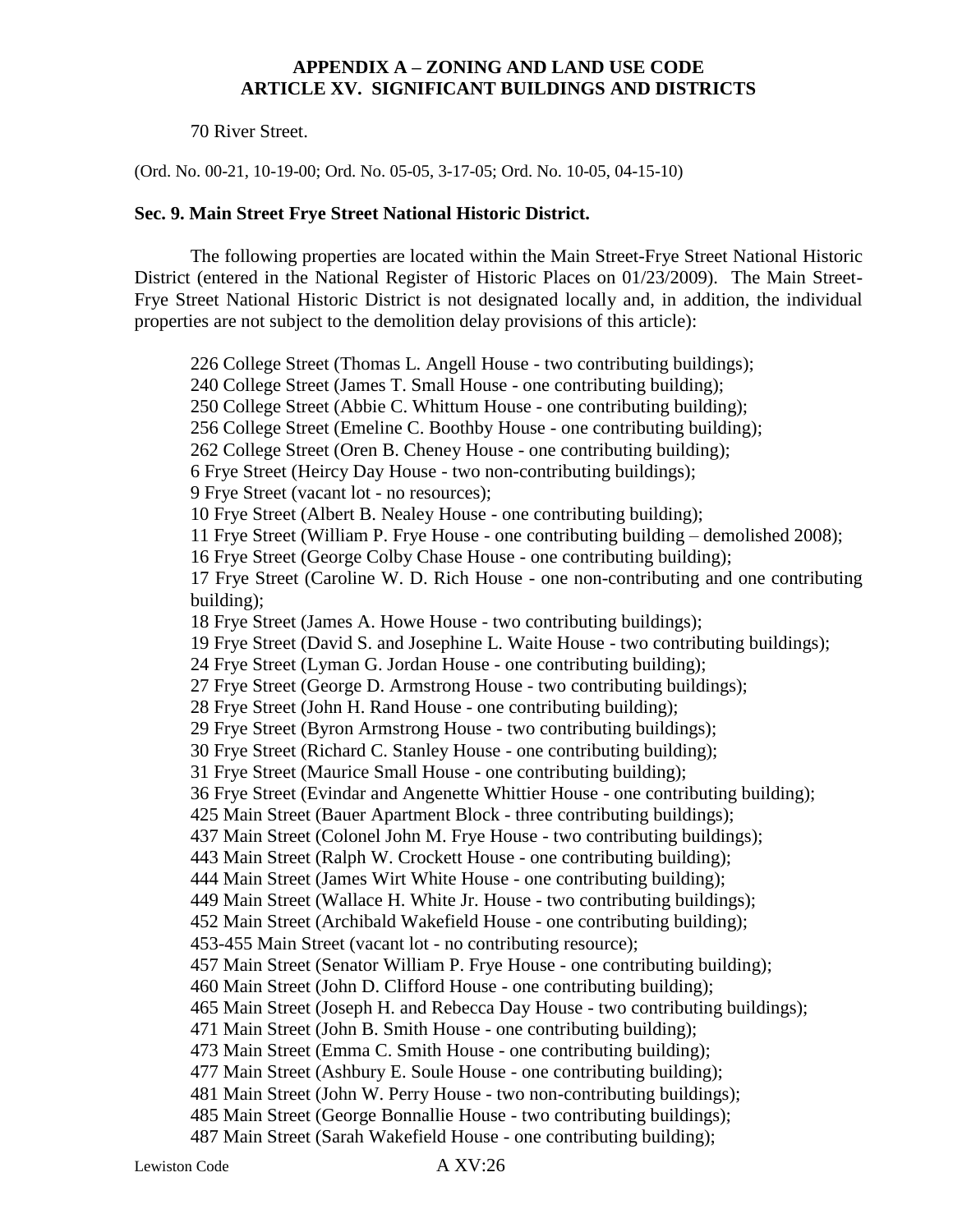70 River Street.

(Ord. No. 00-21, 10-19-00; Ord. No. 05-05, 3-17-05; Ord. No. 10-05, 04-15-10)

### Sec. 9. Main Street Frye Street National Historic District.

The following properties are located within the Main Street-Frye Street National Historic District (entered in the National Register of Historic Places on 01/23/2009). The Main Street-Frye Street National Historic District is not designated locally and, in addition, the individual properties are not subject to the demolition delay provisions of this article):

226 College Street (Thomas L. Angell House - two contributing buildings);
240 College Street (James T. Small House - one contributing building);
250 College Street (Abbie C. Whittum House - one contributing building);
256 College Street (Emeline C. Boothby House - one contributing building);
262 College Street (Oren B. Cheney House - one contributing building);
6 Frye Street (Heircy Day House - two non-contributing buildings);
9 Frye Street (vacant lot - no resources);
10 Frye Street (Albert B. Nealey House - one contributing building);
11 Frye Street (William P. Frye House - one contributing building – demolished 2008);
16 Frye Street (George Colby Chase House - one contributing building);
17 Frye Street (Caroline W. D. Rich House - one non-contributing and one contributing building);
18 Frye Street (James A. Howe House - two contributing buildings);
19 Frye Street (David S. and Josephine L. Waite House - two contributing buildings);
24 Frye Street (Lyman G. Jordan House - one contributing building);
27 Frye Street (George D. Armstrong House - two contributing buildings);
28 Frye Street (John H. Rand House - one contributing building);
29 Frye Street (Byron Armstrong House - two contributing buildings);
30 Frye Street (Richard C. Stanley House - one contributing building);
31 Frye Street (Maurice Small House - one contributing building);
36 Frye Street (Evindar and Angenette Whittier House - one contributing building);
425 Main Street (Bauer Apartment Block - three contributing buildings);
437 Main Street (Colonel John M. Frye House - two contributing buildings);
443 Main Street (Ralph W. Crockett House - one contributing building);
444 Main Street (James Wirt White House - one contributing building);
449 Main Street (Wallace H. White Jr. House - two contributing buildings);
452 Main Street (Archibald Wakefield House - one contributing building);
453-455 Main Street (vacant lot - no contributing resource);
457 Main Street (Senator William P. Frye House - one contributing building);
460 Main Street (John D. Clifford House - one contributing building);
465 Main Street (Joseph H. and Rebecca Day House - two contributing buildings);
471 Main Street (John B. Smith House - one contributing building);
473 Main Street (Emma C. Smith House - one contributing building);
477 Main Street (Ashbury E. Soule House - one contributing building);
481 Main Street (John W. Perry House - two non-contributing buildings);
485 Main Street (George Bonnallie House - two contributing buildings);
487 Main Street (Sarah Wakefield House - one contributing building);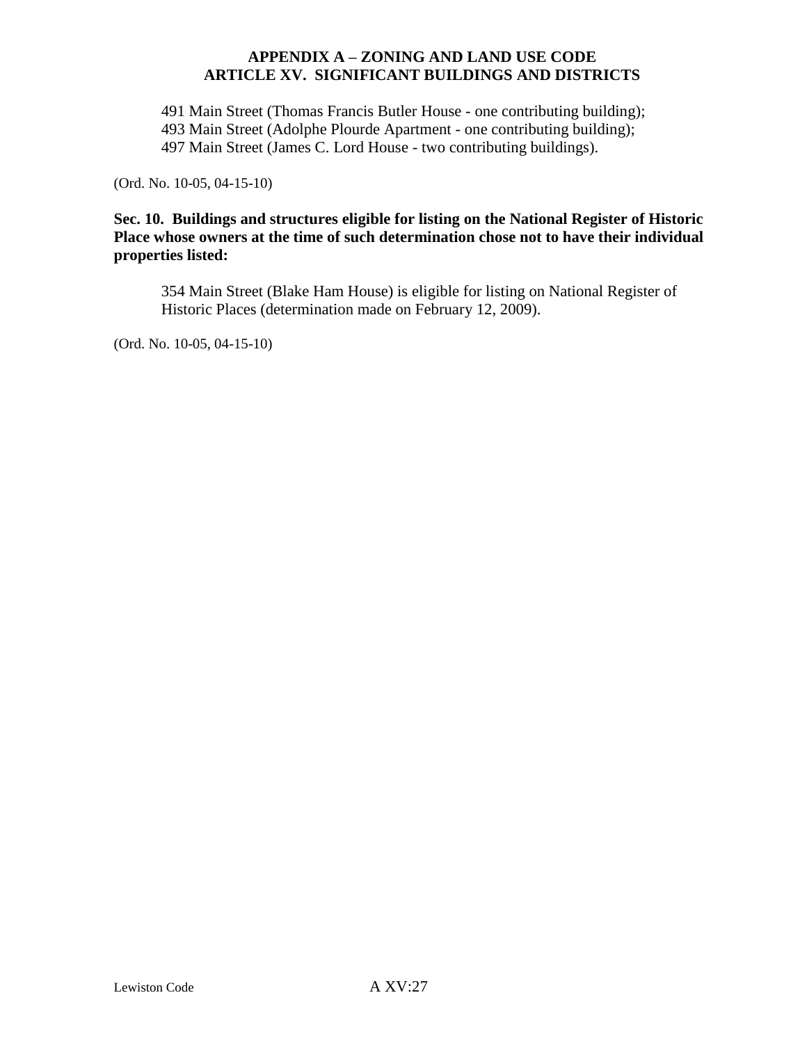491 Main Street (Thomas Francis Butler House - one contributing building);
493 Main Street (Adolphe Plourde Apartment - one contributing building);
497 Main Street (James C. Lord House - two contributing buildings).

(Ord. No. 10-05, 04-15-10)

**Sec. 10. Buildings and structures eligible for listing on the National Register of Historic Place whose owners at the time of such determination chose not to have their individual properties listed:**

354 Main Street (Blake Ham House) is eligible for listing on National Register of Historic Places (determination made on February 12, 2009).

(Ord. No. 10-05, 04-15-10)